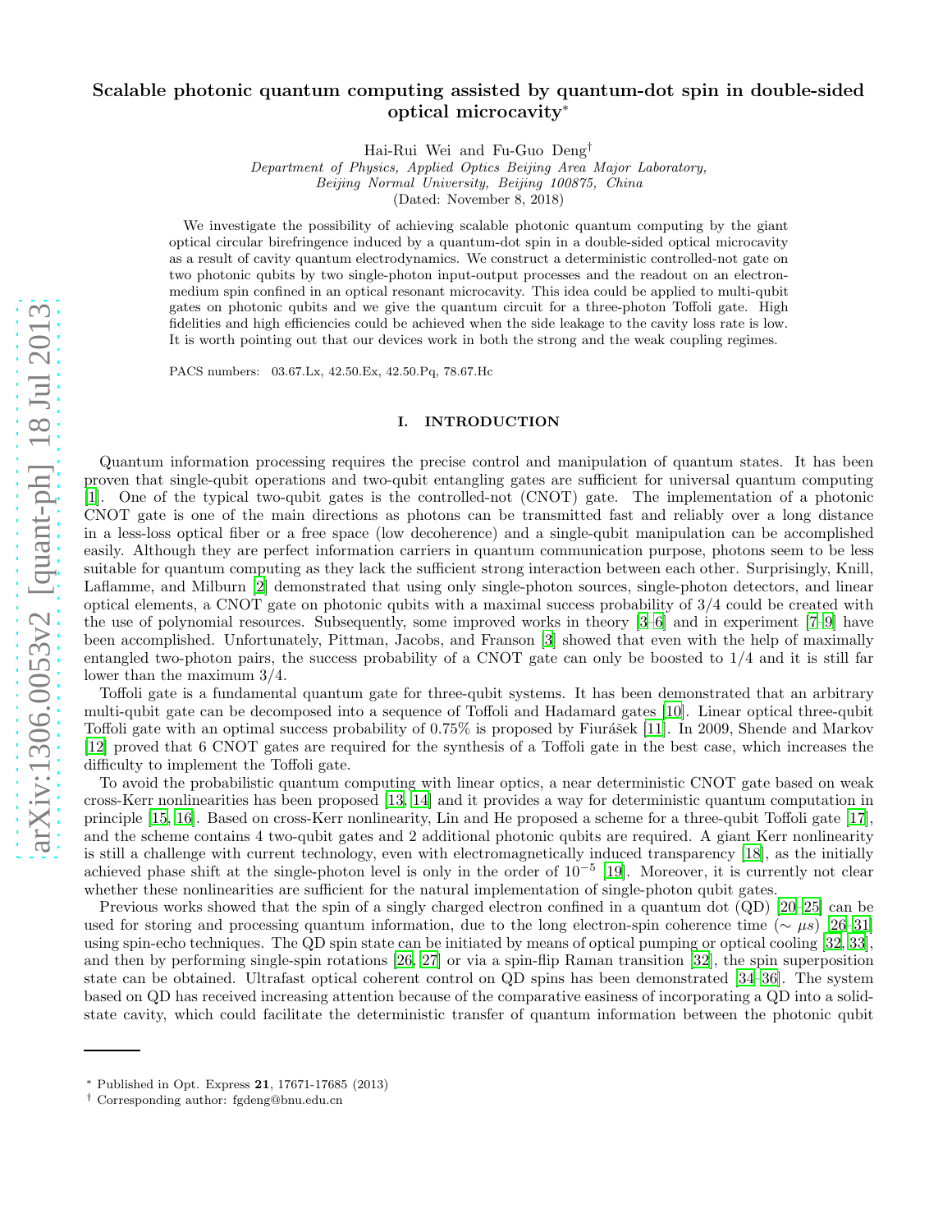# Scalable photonic quantum computing assisted by quantum-dot spin in double-sided optical microcavity*

Hai-Rui Wei and Fu-Guo Deng†

*Department of Physics, Applied Optics Beijing Area Major Laboratory, Beijing Normal University, Beijing 100875, China*

(Dated: November 8, 2018)

We investigate the possibility of achieving scalable photonic quantum computing by the giant optical circular birefringence induced by a quantum-dot spin in a double-sided optical microcavity as a result of cavity quantum electrodynamics. We construct a deterministic controlled-not gate on two photonic qubits by two single-photon input-output processes and the readout on an electron-medium spin confined in an optical resonant microcavity. This idea could be applied to multi-qubit gates on photonic qubits and we give the quantum circuit for a three-photon Toffoli gate. High fidelities and high efficiencies could be achieved when the side leakage to the cavity loss rate is low. It is worth pointing out that our devices work in both the strong and the weak coupling regimes.

PACS numbers: 03.67.Lx, 42.50.Ex, 42.50.Pq, 78.67.Hc

## I. INTRODUCTION

Quantum information processing requires the precise control and manipulation of quantum states. It has been proven that single-qubit operations and two-qubit entangling gates are sufficient for universal quantum computing [1]. One of the typical two-qubit gates is the controlled-not (CNOT) gate. The implementation of a photonic CNOT gate is one of the main directions as photons can be transmitted fast and reliably over a long distance in a less-loss optical fiber or a free space (low decoherence) and a single-qubit manipulation can be accomplished easily. Although they are perfect information carriers in quantum communication purpose, photons seem to be less suitable for quantum computing as they lack the sufficient strong interaction between each other. Surprisingly, Knill, Laflamme, and Milburn [2] demonstrated that using only single-photon sources, single-photon detectors, and linear optical elements, a CNOT gate on photonic qubits with a maximal success probability of 3/4 could be created with the use of polynomial resources. Subsequently, some improved works in theory [3–6] and in experiment [7–9] have been accomplished. Unfortunately, Pittman, Jacobs, and Franson [3] showed that even with the help of maximally entangled two-photon pairs, the success probability of a CNOT gate can only be boosted to 1/4 and it is still far lower than the maximum 3/4.

Toffoli gate is a fundamental quantum gate for three-qubit systems. It has been demonstrated that an arbitrary multi-qubit gate can be decomposed into a sequence of Toffoli and Hadamard gates [10]. Linear optical three-qubit Toffoli gate with an optimal success probability of 0.75% is proposed by Fiurášek [11]. In 2009, Shende and Markov [12] proved that 6 CNOT gates are required for the synthesis of a Toffoli gate in the best case, which increases the difficulty to implement the Toffoli gate.

To avoid the probabilistic quantum computing with linear optics, a near deterministic CNOT gate based on weak cross-Kerr nonlinearities has been proposed [13, 14] and it provides a way for deterministic quantum computation in principle [15, 16]. Based on cross-Kerr nonlinearity, Lin and He proposed a scheme for a three-qubit Toffoli gate [17], and the scheme contains 4 two-qubit gates and 2 additional photonic qubits are required. A giant Kerr nonlinearity is still a challenge with current technology, even with electromagnetically induced transparency [18], as the initially achieved phase shift at the single-photon level is only in the order of $10^{-5}$ [19]. Moreover, it is currently not clear whether these nonlinearities are sufficient for the natural implementation of single-photon qubit gates.

Previous works showed that the spin of a singly charged electron confined in a quantum dot (QD) [20–25] can be used for storing and processing quantum information, due to the long electron-spin coherence time ($\sim \mu s$) [26–31] using spin-echo techniques. The QD spin state can be initiated by means of optical pumping or optical cooling [32, 33], and then by performing single-spin rotations [26, 27] or via a spin-flip Raman transition [32], the spin superposition state can be obtained. Ultrafast optical coherent control on QD spins has been demonstrated [34–36]. The system based on QD has received increasing attention because of the comparative easiness of incorporating a QD into a solid-state cavity, which could facilitate the deterministic transfer of quantum information between the photonic qubit

---

* Published in Opt. Express **21**, 17671-17685 (2013)

† Corresponding author: fgdeng@bnu.edu.cn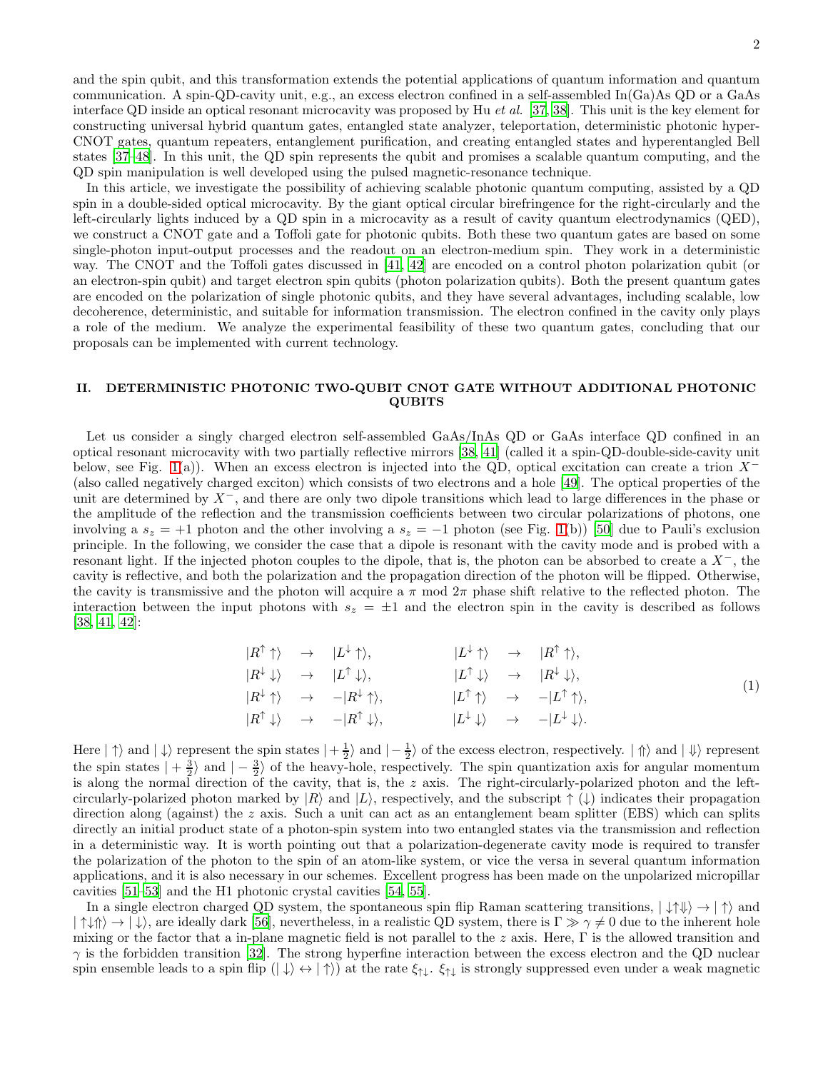and the spin qubit, and this transformation extends the potential applications of quantum information and quantum communication. A spin-QD-cavity unit, e.g., an excess electron confined in a self-assembled In(Ga)As QD or a GaAs interface QD inside an optical resonant microcavity was proposed by Hu *et al.* [37, 38]. This unit is the key element for constructing universal hybrid quantum gates, entangled state analyzer, teleportation, deterministic photonic hyper-CNOT gates, quantum repeaters, entanglement purification, and creating entangled states and hyperentangled Bell states [37–48]. In this unit, the QD spin represents the qubit and promises a scalable quantum computing, and the QD spin manipulation is well developed using the pulsed magnetic-resonance technique.

In this article, we investigate the possibility of achieving scalable photonic quantum computing, assisted by a QD spin in a double-sided optical microcavity. By the giant optical circular birefringence for the right-circularly and the left-circularly lights induced by a QD spin in a microcavity as a result of cavity quantum electrodynamics (QED), we construct a CNOT gate and a Toffoli gate for photonic qubits. Both these two quantum gates are based on some single-photon input-output processes and the readout on an electron-medium spin. They work in a deterministic way. The CNOT and the Toffoli gates discussed in [41, 42] are encoded on a control photon polarization qubit (or an electron-spin qubit) and target electron spin qubits (photon polarization qubits). Both the present quantum gates are encoded on the polarization of single photonic qubits, and they have several advantages, including scalable, low decoherence, deterministic, and suitable for information transmission. The electron confined in the cavity only plays a role of the medium. We analyze the experimental feasibility of these two quantum gates, concluding that our proposals can be implemented with current technology.

## II. DETERMINISTIC PHOTONIC TWO-QUBIT CNOT GATE WITHOUT ADDITIONAL PHOTONIC QUBITS

Let us consider a singly charged electron self-assembled GaAs/InAs QD or GaAs interface QD confined in an optical resonant microcavity with two partially reflective mirrors [38, 41] (called it a spin-QD-double-side-cavity unit below, see Fig. 1(a)). When an excess electron is injected into the QD, optical excitation can create a trion $X^-$ (also called negatively charged exciton) which consists of two electrons and a hole [49]. The optical properties of the unit are determined by $X^-$, and there are only two dipole transitions which lead to large differences in the phase or the amplitude of the reflection and the transmission coefficients between two circular polarizations of photons, one involving a $s_z = +1$ photon and the other involving a $s_z = -1$ photon (see Fig. 1(b)) [50] due to Pauli's exclusion principle. In the following, we consider the case that a dipole is resonant with the cavity mode and is probed with a resonant light. If the injected photon couples to the dipole, that is, the photon can be absorbed to create a $X^-$, the cavity is reflective, and both the polarization and the propagation direction of the photon will be flipped. Otherwise, the cavity is transmissive and the photon will acquire a $\pi$ mod $2\pi$ phase shift relative to the reflected photon. The interaction between the input photons with $s_z = \pm 1$ and the electron spin in the cavity is described as follows [38, 41, 42]:

$$
\begin{array}{llllll}
|R^{\uparrow}\uparrow\rangle & \rightarrow & |L^{\downarrow}\uparrow\rangle, & \qquad |L^{\downarrow}\uparrow\rangle & \rightarrow & |R^{\uparrow}\uparrow\rangle, \\
|R^{\downarrow}\downarrow\rangle & \rightarrow & |L^{\uparrow}\downarrow\rangle, & \qquad |L^{\uparrow}\downarrow\rangle & \rightarrow & |R^{\downarrow}\downarrow\rangle, \\
|R^{\downarrow}\uparrow\rangle & \rightarrow & -|R^{\downarrow}\uparrow\rangle, & \qquad |L^{\uparrow}\uparrow\rangle & \rightarrow & -|L^{\uparrow}\uparrow\rangle, \\
|R^{\uparrow}\downarrow\rangle & \rightarrow & -|R^{\uparrow}\downarrow\rangle, & \qquad |L^{\downarrow}\downarrow\rangle & \rightarrow & -|L^{\downarrow}\downarrow\rangle.
\end{array}
\tag{1}
$$

Here $|\uparrow\rangle$ and $|\downarrow\rangle$ represent the spin states $|+\frac{1}{2}\rangle$ and $|-\frac{1}{2}\rangle$ of the excess electron, respectively. $|\Uparrow\rangle$ and $|\Downarrow\rangle$ represent the spin states $|+\frac{3}{2}\rangle$ and $|-\frac{3}{2}\rangle$ of the heavy-hole, respectively. The spin quantization axis for angular momentum is along the normal direction of the cavity, that is, the $z$ axis. The right-circularly-polarized photon and the left-circularly-polarized photon marked by $|R\rangle$ and $|L\rangle$, respectively, and the subscript $\uparrow$ ($\downarrow$) indicates their propagation direction along (against) the $z$ axis. Such a unit can act as an entanglement beam splitter (EBS) which can splits directly an initial product state of a photon-spin system into two entangled states via the transmission and reflection in a deterministic way. It is worth pointing out that a polarization-degenerate cavity mode is required to transfer the polarization of the photon to the spin of an atom-like system, or vice the versa in several quantum information applications, and it is also necessary in our schemes. Excellent progress has been made on the unpolarized micropillar cavities [51–53] and the H1 photonic crystal cavities [54, 55].

In a single electron charged QD system, the spontaneous spin flip Raman scattering transitions, $|\downarrow\uparrow\Downarrow\rangle \rightarrow |\uparrow\rangle$ and $|\uparrow\downarrow\Uparrow\rangle \rightarrow |\downarrow\rangle$, are ideally dark [56], nevertheless, in a realistic QD system, there is $\Gamma \gg \gamma \neq 0$ due to the inherent hole mixing or the factor that a in-plane magnetic field is not parallel to the $z$ axis. Here, $\Gamma$ is the allowed transition and $\gamma$ is the forbidden transition [32]. The strong hyperfine interaction between the excess electron and the QD nuclear spin ensemble leads to a spin flip ($|\downarrow\rangle \leftrightarrow |\uparrow\rangle$) at the rate $\xi_{\uparrow\downarrow}$. $\xi_{\uparrow\downarrow}$ is strongly suppressed even under a weak magnetic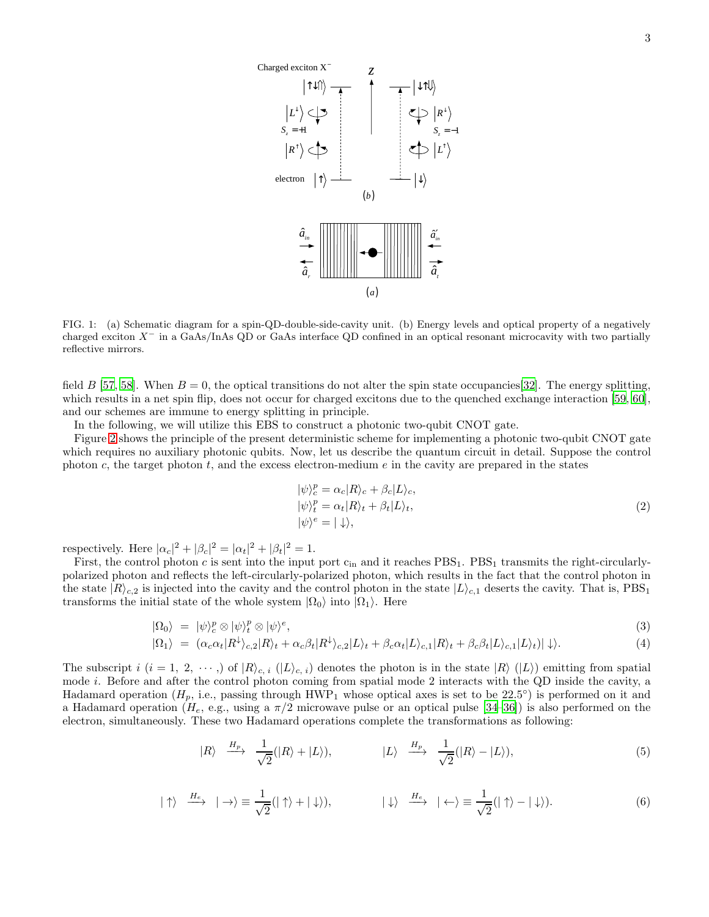FIG. 1: (a) Schematic diagram for a spin-QD-double-side-cavity unit. (b) Energy levels and optical property of a negatively charged exciton $X^-$ in a GaAs/InAs QD or GaAs interface QD confined in an optical resonant microcavity with two partially reflective mirrors.

field $B$ [57, 58]. When $B = 0$, the optical transitions do not alter the spin state occupancies[32]. The energy splitting, which results in a net spin flip, does not occur for charged excitons due to the quenched exchange interaction [59, 60], and our schemes are immune to energy splitting in principle.

In the following, we will utilize this EBS to construct a photonic two-qubit CNOT gate.

Figure 2 shows the principle of the present deterministic scheme for implementing a photonic two-qubit CNOT gate which requires no auxiliary photonic qubits. Now, let us describe the quantum circuit in detail. Suppose the control photon $c$, the target photon $t$, and the excess electron-medium $e$ in the cavity are prepared in the states

$$
\begin{aligned}
|\psi\rangle_c^p &= \alpha_c|R\rangle_c + \beta_c|L\rangle_c,\\
|\psi\rangle_t^p &= \alpha_t|R\rangle_t + \beta_t|L\rangle_t,\\
|\psi\rangle^e &= |\downarrow\rangle,
\end{aligned}
\tag{2}
$$

respectively. Here $|\alpha_c|^2 + |\beta_c|^2 = |\alpha_t|^2 + |\beta_t|^2 = 1$.

First, the control photon $c$ is sent into the input port $c_{\text{in}}$ and it reaches $\text{PBS}_1$. $\text{PBS}_1$ transmits the right-circularly-polarized photon and reflects the left-circularly-polarized photon, which results in the fact that the control photon in the state $|R\rangle_{c,2}$ is injected into the cavity and the control photon in the state $|L\rangle_{c,1}$ deserts the cavity. That is, $\text{PBS}_1$ transforms the initial state of the whole system $|\Omega_0\rangle$ into $|\Omega_1\rangle$. Here

$$
|\Omega_0\rangle = |\psi\rangle_c^p \otimes |\psi\rangle_t^p \otimes |\psi\rangle^e, \tag{3}
$$

$$
|\Omega_1\rangle = (\alpha_c\alpha_t|R^{\downarrow}\rangle_{c,2}|R\rangle_t + \alpha_c\beta_t|R^{\downarrow}\rangle_{c,2}|L\rangle_t + \beta_c\alpha_t|L\rangle_{c,1}|R\rangle_t + \beta_c\beta_t|L\rangle_{c,1}|L\rangle_t)|\downarrow\rangle. \tag{4}
$$

The subscript $i$ ($i = 1,\ 2,\ \cdots,$) of $|R\rangle_{c,\ i}$ ($|L\rangle_{c,\ i}$) denotes the photon is in the state $|R\rangle$ ($|L\rangle$) emitting from spatial mode $i$. Before and after the control photon coming from spatial mode 2 interacts with the QD inside the cavity, a Hadamard operation ($H_p$, i.e., passing through $\text{HWP}_1$ whose optical axes is set to be $22.5^\circ$) is performed on it and a Hadamard operation ($H_e$, e.g., using a $\pi/2$ microwave pulse or an optical pulse [34–36]) is also performed on the electron, simultaneously. These two Hadamard operations complete the transformations as following:

$$
|R\rangle \xrightarrow{H_p} \frac{1}{\sqrt{2}}(|R\rangle + |L\rangle), \qquad |L\rangle \xrightarrow{H_p} \frac{1}{\sqrt{2}}(|R\rangle - |L\rangle), \tag{5}
$$

$$
|\uparrow\rangle \xrightarrow{H_e} |\rightarrow\rangle \equiv \frac{1}{\sqrt{2}}(|\uparrow\rangle + |\downarrow\rangle), \qquad |\downarrow\rangle \xrightarrow{H_e} |\leftarrow\rangle \equiv \frac{1}{\sqrt{2}}(|\uparrow\rangle - |\downarrow\rangle). \tag{6}
$$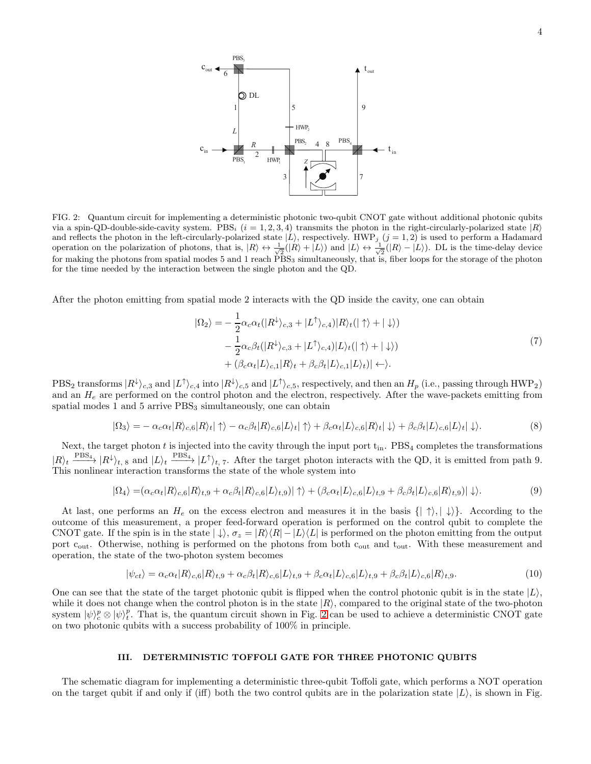c<sub>out</sub>

FIG. 2: Quantum circuit for implementing a deterministic photonic two-qubit CNOT gate without additional photonic qubits via a spin-QD-double-side-cavity system. PBS$_i$ $(i = 1, 2, 3, 4)$ transmits the photon in the right-circularly-polarized state $|R\rangle$ and reflects the photon in the left-circularly-polarized state $|L\rangle$, respectively. HWP$_j$ $(j = 1, 2)$ is used to perform a Hadamard operation on the polarization of photons, that is, $|R\rangle \leftrightarrow \frac{1}{\sqrt{2}}(|R\rangle + |L\rangle)$ and $|L\rangle \leftrightarrow \frac{1}{\sqrt{2}}(|R\rangle - |L\rangle)$. DL is the time-delay device for making the photons from spatial modes 5 and 1 reach PBS$_3$ simultaneously, that is, fiber loops for the storage of the photon for the time needed by the interaction between the single photon and the QD.

After the photon emitting from spatial mode 2 interacts with the QD inside the cavity, one can obtain

$$
\begin{aligned}
|\Omega_2\rangle = &-\frac{1}{2}\alpha_c\alpha_t(|R^{\downarrow}\rangle_{c,3} + |L^{\uparrow}\rangle_{c,4})|R\rangle_t(|\uparrow\rangle + |\downarrow\rangle) \\
&-\frac{1}{2}\alpha_c\beta_t(|R^{\downarrow}\rangle_{c,3} + |L^{\uparrow}\rangle_{c,4})|L\rangle_t(|\uparrow\rangle + |\downarrow\rangle) \\
&+(\beta_c\alpha_t|L\rangle_{c,1}|R\rangle_t + \beta_c\beta_t|L\rangle_{c,1}|L\rangle_t)|\leftarrow\rangle.
\end{aligned}
\tag{7}
$$

PBS$_2$ transforms $|R^{\downarrow}\rangle_{c,3}$ and $|L^{\uparrow}\rangle_{c,4}$ into $|R^{\downarrow}\rangle_{c,5}$ and $|L^{\uparrow}\rangle_{c,5}$, respectively, and then an $H_p$ (i.e., passing through HWP$_2$) and an $H_e$ are performed on the control photon and the electron, respectively. After the wave-packets emitting from spatial modes 1 and 5 arrive PBS$_3$ simultaneously, one can obtain

$$
|\Omega_3\rangle = -\alpha_c\alpha_t|R\rangle_{c,6}|R\rangle_t|\uparrow\rangle - \alpha_c\beta_t|R\rangle_{c,6}|L\rangle_t|\uparrow\rangle + \beta_c\alpha_t|L\rangle_{c,6}|R\rangle_t|\downarrow\rangle + \beta_c\beta_t|L\rangle_{c,6}|L\rangle_t|\downarrow\rangle. \tag{8}
$$

Next, the target photon $t$ is injected into the cavity through the input port t$_{\text{in}}$. PBS$_4$ completes the transformations $|R\rangle_t \xrightarrow{\text{PBS}_4} |R^{\downarrow}\rangle_{t,\,8}$ and $|L\rangle_t \xrightarrow{\text{PBS}_4} |L^{\uparrow}\rangle_{t,\,7}$. After the target photon interacts with the QD, it is emitted from path 9. This nonlinear interaction transforms the state of the whole system into

$$
|\Omega_4\rangle = (\alpha_c\alpha_t|R\rangle_{c,6}|R\rangle_{t,9} + \alpha_c\beta_t|R\rangle_{c,6}|L\rangle_{t,9})|\uparrow\rangle + (\beta_c\alpha_t|L\rangle_{c,6}|L\rangle_{t,9} + \beta_c\beta_t|L\rangle_{c,6}|R\rangle_{t,9})|\downarrow\rangle. \tag{9}
$$

At last, one performs an $H_e$ on the excess electron and measures it in the basis $\{|\uparrow\rangle, |\downarrow\rangle\}$. According to the outcome of this measurement, a proper feed-forward operation is performed on the control qubit to complete the CNOT gate. If the spin is in the state $|\downarrow\rangle$, $\sigma_z = |R\rangle\langle R| - |L\rangle\langle L|$ is performed on the photon emitting from the output port c$_{\text{out}}$. Otherwise, nothing is performed on the photons from both c$_{\text{out}}$ and t$_{\text{out}}$. With these measurement and operation, the state of the two-photon system becomes

$$
|\psi_{ct}\rangle = \alpha_c\alpha_t|R\rangle_{c,6}|R\rangle_{t,9} + \alpha_c\beta_t|R\rangle_{c,6}|L\rangle_{t,9} + \beta_c\alpha_t|L\rangle_{c,6}|L\rangle_{t,9} + \beta_c\beta_t|L\rangle_{c,6}|R\rangle_{t,9}. \tag{10}
$$

One can see that the state of the target photonic qubit is flipped when the control photonic qubit is in the state $|L\rangle$, while it does not change when the control photon is in the state $|R\rangle$, compared to the original state of the two-photon system $|\psi\rangle_c^p \otimes |\psi\rangle_t^p$. That is, the quantum circuit shown in Fig. 2 can be used to achieve a deterministic CNOT gate on two photonic qubits with a success probability of 100% in principle.

## III. DETERMINISTIC TOFFOLI GATE FOR THREE PHOTONIC QUBITS

The schematic diagram for implementing a deterministic three-qubit Toffoli gate, which performs a NOT operation on the target qubit if and only if (iff) both the two control qubits are in the polarization state $|L\rangle$, is shown in Fig.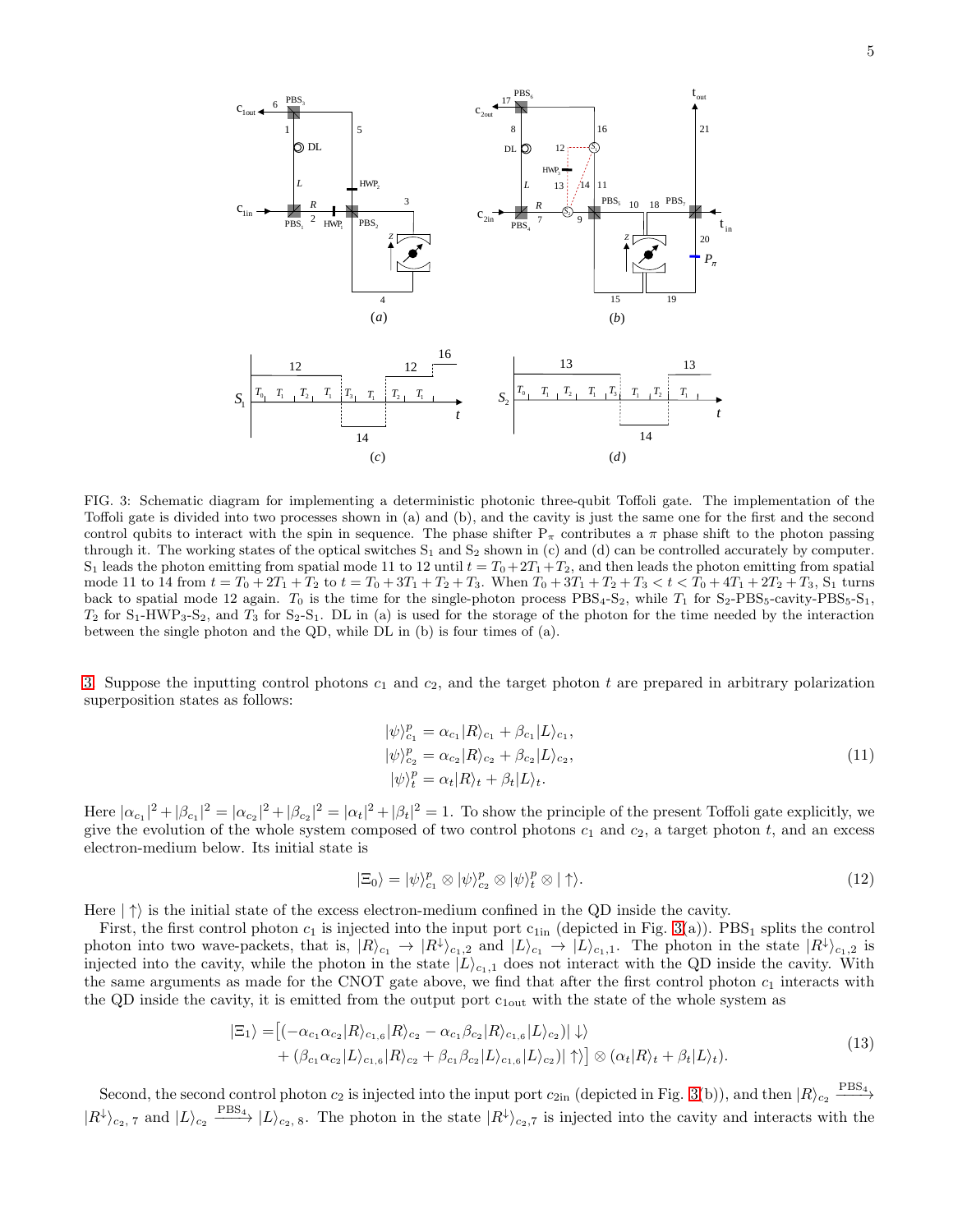FIG. 3: Schematic diagram for implementing a deterministic photonic three-qubit Toffoli gate. The implementation of the Toffoli gate is divided into two processes shown in (a) and (b), and the cavity is just the same one for the first and the second control qubits to interact with the spin in sequence. The phase shifter $P_\pi$ contributes a $\pi$ phase shift to the photon passing through it. The working states of the optical switches $S_1$ and $S_2$ shown in (c) and (d) can be controlled accurately by computer. $S_1$ leads the photon emitting from spatial mode 11 to 12 until $t = T_0 + 2T_1 + T_2$, and then leads the photon emitting from spatial mode 11 to 14 from $t = T_0 + 2T_1 + T_2$ to $t = T_0 + 3T_1 + T_2 + T_3$. When $T_0 + 3T_1 + T_2 + T_3 < t < T_0 + 4T_1 + 2T_2 + T_3$, $S_1$ turns back to spatial mode 12 again. $T_0$ is the time for the single-photon process $PBS_4$-$S_2$, while $T_1$ for $S_2$-$PBS_5$-cavity-$PBS_5$-$S_1$, $T_2$ for $S_1$-$HWP_3$-$S_2$, and $T_3$ for $S_2$-$S_1$. DL in (a) is used for the storage of the photon for the time needed by the interaction between the single photon and the QD, while DL in (b) is four times of (a).

3. Suppose the inputting control photons $c_1$ and $c_2$, and the target photon $t$ are prepared in arbitrary polarization superposition states as follows:

$$
\begin{aligned}
|\psi\rangle^p_{c_1} &= \alpha_{c_1}|R\rangle_{c_1} + \beta_{c_1}|L\rangle_{c_1}, \\
|\psi\rangle^p_{c_2} &= \alpha_{c_2}|R\rangle_{c_2} + \beta_{c_2}|L\rangle_{c_2}, \\
|\psi\rangle^p_{t} &= \alpha_{t}|R\rangle_{t} + \beta_{t}|L\rangle_{t}.
\end{aligned}
\tag{11}
$$

Here $|\alpha_{c_1}|^2 + |\beta_{c_1}|^2 = |\alpha_{c_2}|^2 + |\beta_{c_2}|^2 = |\alpha_t|^2 + |\beta_t|^2 = 1$. To show the principle of the present Toffoli gate explicitly, we give the evolution of the whole system composed of two control photons $c_1$ and $c_2$, a target photon $t$, and an excess electron-medium below. Its initial state is

$$
|\Xi_0\rangle = |\psi\rangle^p_{c_1} \otimes |\psi\rangle^p_{c_2} \otimes |\psi\rangle^p_{t} \otimes |\uparrow\rangle.
\tag{12}
$$

Here $|\uparrow\rangle$ is the initial state of the excess electron-medium confined in the QD inside the cavity.

First, the first control photon $c_1$ is injected into the input port $c_{1\text{in}}$ (depicted in Fig. 3(a)). $PBS_1$ splits the control photon into two wave-packets, that is, $|R\rangle_{c_1} \to |R^{\downarrow}\rangle_{c_1,2}$ and $|L\rangle_{c_1} \to |L\rangle_{c_1,1}$. The photon in the state $|R^{\downarrow}\rangle_{c_1,2}$ is injected into the cavity, while the photon in the state $|L\rangle_{c_1,1}$ does not interact with the QD inside the cavity. With the same arguments as made for the CNOT gate above, we find that after the first control photon $c_1$ interacts with the QD inside the cavity, it is emitted from the output port $c_{1\text{out}}$ with the state of the whole system as

$$
\begin{aligned}
|\Xi_1\rangle =& \big[(-\alpha_{c_1}\alpha_{c_2}|R\rangle_{c_{1,6}}|R\rangle_{c_2} - \alpha_{c_1}\beta_{c_2}|R\rangle_{c_{1,6}}|L\rangle_{c_2})|\downarrow\rangle \\
&+ (\beta_{c_1}\alpha_{c_2}|L\rangle_{c_{1,6}}|R\rangle_{c_2} + \beta_{c_1}\beta_{c_2}|L\rangle_{c_{1,6}}|L\rangle_{c_2})|\uparrow\rangle\big] \otimes (\alpha_t|R\rangle_t + \beta_t|L\rangle_t).
\end{aligned}
\tag{13}
$$

Second, the second control photon $c_2$ is injected into the input port $c_{2\text{in}}$ (depicted in Fig. 3(b)), and then $|R\rangle_{c_2} \xrightarrow{PBS_4} |R^{\downarrow}\rangle_{c_2,7}$ and $|L\rangle_{c_2} \xrightarrow{PBS_4} |L\rangle_{c_2,8}$. The photon in the state $|R^{\downarrow}\rangle_{c_2,7}$ is injected into the cavity and interacts with the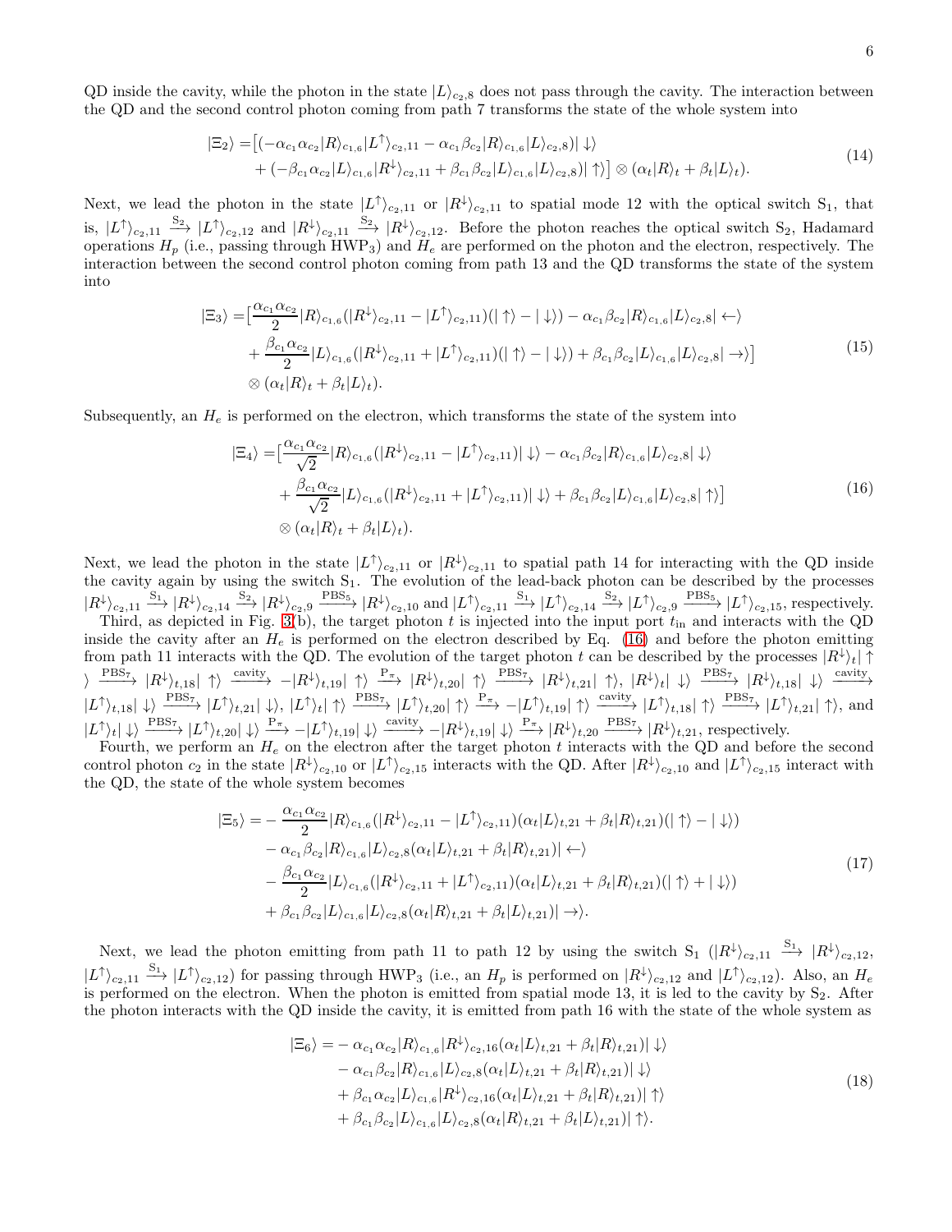QD inside the cavity, while the photon in the state $|L\rangle_{c_2,8}$ does not pass through the cavity. The interaction between the QD and the second control photon coming from path 7 transforms the state of the whole system into

$$
\begin{aligned}
|\Xi_2\rangle =& \big[(-\alpha_{c_1}\alpha_{c_2}|R\rangle_{c_1,6}|L^{\uparrow}\rangle_{c_2,11} - \alpha_{c_1}\beta_{c_2}|R\rangle_{c_1,6}|L\rangle_{c_2,8})|\downarrow\rangle \\
&+ (-\beta_{c_1}\alpha_{c_2}|L\rangle_{c_1,6}|R^{\downarrow}\rangle_{c_2,11} + \beta_{c_1}\beta_{c_2}|L\rangle_{c_1,6}|L\rangle_{c_2,8})|\uparrow\rangle\big] \otimes (\alpha_t|R\rangle_t + \beta_t|L\rangle_t).
\end{aligned} \tag{14}
$$

Next, we lead the photon in the state $|L^{\uparrow}\rangle_{c_2,11}$ or $|R^{\downarrow}\rangle_{c_2,11}$ to spatial mode 12 with the optical switch $\text{S}_1$, that is, $|L^{\uparrow}\rangle_{c_2,11} \xrightarrow{\text{S}_2} |L^{\uparrow}\rangle_{c_2,12}$ and $|R^{\downarrow}\rangle_{c_2,11} \xrightarrow{\text{S}_2} |R^{\downarrow}\rangle_{c_2,12}$. Before the photon reaches the optical switch $\text{S}_2$, Hadamard operations $H_p$ (i.e., passing through $\text{HWP}_3$) and $H_e$ are performed on the photon and the electron, respectively. The interaction between the second control photon coming from path 13 and the QD transforms the state of the system into

$$
\begin{aligned}
|\Xi_3\rangle =& \big[\frac{\alpha_{c_1}\alpha_{c_2}}{2}|R\rangle_{c_1,6}(|R^{\downarrow}\rangle_{c_2,11} - |L^{\uparrow}\rangle_{c_2,11})(|\uparrow\rangle - |\downarrow\rangle) - \alpha_{c_1}\beta_{c_2}|R\rangle_{c_1,6}|L\rangle_{c_2,8}|\leftarrow\rangle \\
&+ \frac{\beta_{c_1}\alpha_{c_2}}{2}|L\rangle_{c_1,6}(|R^{\downarrow}\rangle_{c_2,11} + |L^{\uparrow}\rangle_{c_2,11})(|\uparrow\rangle - |\downarrow\rangle) + \beta_{c_1}\beta_{c_2}|L\rangle_{c_1,6}|L\rangle_{c_2,8}|\rightarrow\rangle\big] \\
&\otimes (\alpha_t|R\rangle_t + \beta_t|L\rangle_t).
\end{aligned} \tag{15}
$$

Subsequently, an $H_e$ is performed on the electron, which transforms the state of the system into

$$
\begin{aligned}
|\Xi_4\rangle =& \big[\frac{\alpha_{c_1}\alpha_{c_2}}{\sqrt{2}}|R\rangle_{c_1,6}(|R^{\downarrow}\rangle_{c_2,11} - |L^{\uparrow}\rangle_{c_2,11})|\downarrow\rangle - \alpha_{c_1}\beta_{c_2}|R\rangle_{c_1,6}|L\rangle_{c_2,8}|\downarrow\rangle \\
&+ \frac{\beta_{c_1}\alpha_{c_2}}{\sqrt{2}}|L\rangle_{c_1,6}(|R^{\downarrow}\rangle_{c_2,11} + |L^{\uparrow}\rangle_{c_2,11})|\downarrow\rangle + \beta_{c_1}\beta_{c_2}|L\rangle_{c_1,6}|L\rangle_{c_2,8}|\uparrow\rangle\big] \\
&\otimes (\alpha_t|R\rangle_t + \beta_t|L\rangle_t).
\end{aligned} \tag{16}
$$

Next, we lead the photon in the state $|L^{\uparrow}\rangle_{c_2,11}$ or $|R^{\downarrow}\rangle_{c_2,11}$ to spatial path 14 for interacting with the QD inside the cavity again by using the switch $\text{S}_1$. The evolution of the lead-back photon can be described by the processes $|R^{\downarrow}\rangle_{c_2,11} \xrightarrow{\text{S}_1} |R^{\downarrow}\rangle_{c_2,14} \xrightarrow{\text{S}_2} |R^{\downarrow}\rangle_{c_2,9} \xrightarrow{\text{PBS}_5} |R^{\downarrow}\rangle_{c_2,10}$ and $|L^{\uparrow}\rangle_{c_2,11} \xrightarrow{\text{S}_1} |L^{\uparrow}\rangle_{c_2,14} \xrightarrow{\text{S}_2} |L^{\uparrow}\rangle_{c_2,9} \xrightarrow{\text{PBS}_5} |L^{\uparrow}\rangle_{c_2,15}$, respectively.

Third, as depicted in Fig. 3(b), the target photon $t$ is injected into the input port $t_{\text{in}}$ and interacts with the QD inside the cavity after an $H_e$ is performed on the electron described by Eq. (16) and before the photon emitting from path 11 interacts with the QD. The evolution of the target photon $t$ can be described by the processes $|R^{\downarrow}\rangle_t|\uparrow\rangle \xrightarrow{\text{PBS}_7} |R^{\downarrow}\rangle_{t,18}|\uparrow\rangle \xrightarrow{\text{cavity}} -|R^{\downarrow}\rangle_{t,19}|\uparrow\rangle \xrightarrow{\text{P}_\pi} |R^{\downarrow}\rangle_{t,20}|\uparrow\rangle \xrightarrow{\text{PBS}_7} |R^{\downarrow}\rangle_{t,21}|\uparrow\rangle$, $|R^{\downarrow}\rangle_t|\downarrow\rangle \xrightarrow{\text{PBS}_7} |R^{\downarrow}\rangle_{t,18}|\downarrow\rangle \xrightarrow{\text{cavity}} |L^{\uparrow}\rangle_{t,18}|\downarrow\rangle \xrightarrow{\text{PBS}_7} |L^{\uparrow}\rangle_{t,21}|\downarrow\rangle$, $|L^{\uparrow}\rangle_t|\uparrow\rangle \xrightarrow{\text{PBS}_7} |L^{\uparrow}\rangle_{t,20}|\uparrow\rangle \xrightarrow{\text{P}_\pi} -|L^{\uparrow}\rangle_{t,19}|\uparrow\rangle \xrightarrow{\text{cavity}} |L^{\uparrow}\rangle_{t,18}|\uparrow\rangle \xrightarrow{\text{PBS}_7} |L^{\uparrow}\rangle_{t,21}|\uparrow\rangle$, and $|L^{\uparrow}\rangle_t|\downarrow\rangle \xrightarrow{\text{PBS}_7} |L^{\uparrow}\rangle_{t,20}|\downarrow\rangle \xrightarrow{\text{P}_\pi} -|L^{\uparrow}\rangle_{t,19}|\downarrow\rangle \xrightarrow{\text{cavity}} -|R^{\downarrow}\rangle_{t,19}|\downarrow\rangle \xrightarrow{\text{P}_\pi} |R^{\downarrow}\rangle_{t,20} \xrightarrow{\text{PBS}_7} |R^{\downarrow}\rangle_{t,21}$, respectively.

Fourth, we perform an $H_e$ on the electron after the target photon $t$ interacts with the QD and before the second control photon $c_2$ in the state $|R^{\downarrow}\rangle_{c_2,10}$ or $|L^{\uparrow}\rangle_{c_2,15}$ interacts with the QD. After $|R^{\downarrow}\rangle_{c_2,10}$ and $|L^{\uparrow}\rangle_{c_2,15}$ interact with the QD, the state of the whole system becomes

$$
\begin{aligned}
|\Xi_5\rangle =& -\frac{\alpha_{c_1}\alpha_{c_2}}{2}|R\rangle_{c_1,6}(|R^{\downarrow}\rangle_{c_2,11} - |L^{\uparrow}\rangle_{c_2,11})(\alpha_t|L\rangle_{t,21} + \beta_t|R\rangle_{t,21})(|\uparrow\rangle - |\downarrow\rangle) \\
&- \alpha_{c_1}\beta_{c_2}|R\rangle_{c_1,6}|L\rangle_{c_2,8}(\alpha_t|L\rangle_{t,21} + \beta_t|R\rangle_{t,21})|\leftarrow\rangle \\
&- \frac{\beta_{c_1}\alpha_{c_2}}{2}|L\rangle_{c_1,6}(|R^{\downarrow}\rangle_{c_2,11} + |L^{\uparrow}\rangle_{c_2,11})(\alpha_t|L\rangle_{t,21} + \beta_t|R\rangle_{t,21})(|\uparrow\rangle + |\downarrow\rangle) \\
&+ \beta_{c_1}\beta_{c_2}|L\rangle_{c_1,6}|L\rangle_{c_2,8}(\alpha_t|R\rangle_{t,21} + \beta_t|L\rangle_{t,21})|\rightarrow\rangle.
\end{aligned} \tag{17}
$$

Next, we lead the photon emitting from path 11 to path 12 by using the switch $\text{S}_1$ ($|R^{\downarrow}\rangle_{c_2,11} \xrightarrow{\text{S}_1} |R^{\downarrow}\rangle_{c_2,12}$, $|L^{\uparrow}\rangle_{c_2,11} \xrightarrow{\text{S}_1} |L^{\uparrow}\rangle_{c_2,12}$) for passing through $\text{HWP}_3$ (i.e., an $H_p$ is performed on $|R^{\downarrow}\rangle_{c_2,12}$ and $|L^{\uparrow}\rangle_{c_2,12}$). Also, an $H_e$ is performed on the electron. When the photon is emitted from spatial mode 13, it is led to the cavity by $\text{S}_2$. After the photon interacts with the QD inside the cavity, it is emitted from path 16 with the state of the whole system as

$$
\begin{aligned}
|\Xi_6\rangle =& -\alpha_{c_1}\alpha_{c_2}|R\rangle_{c_1,6}|R^{\downarrow}\rangle_{c_2,16}(\alpha_t|L\rangle_{t,21} + \beta_t|R\rangle_{t,21})|\downarrow\rangle \\
&- \alpha_{c_1}\beta_{c_2}|R\rangle_{c_1,6}|L\rangle_{c_2,8}(\alpha_t|L\rangle_{t,21} + \beta_t|R\rangle_{t,21})|\downarrow\rangle \\
&+ \beta_{c_1}\alpha_{c_2}|L\rangle_{c_1,6}|R^{\downarrow}\rangle_{c_2,16}(\alpha_t|L\rangle_{t,21} + \beta_t|R\rangle_{t,21})|\uparrow\rangle \\
&+ \beta_{c_1}\beta_{c_2}|L\rangle_{c_1,6}|L\rangle_{c_2,8}(\alpha_t|R\rangle_{t,21} + \beta_t|L\rangle_{t,21})|\uparrow\rangle.
\end{aligned} \tag{18}
$$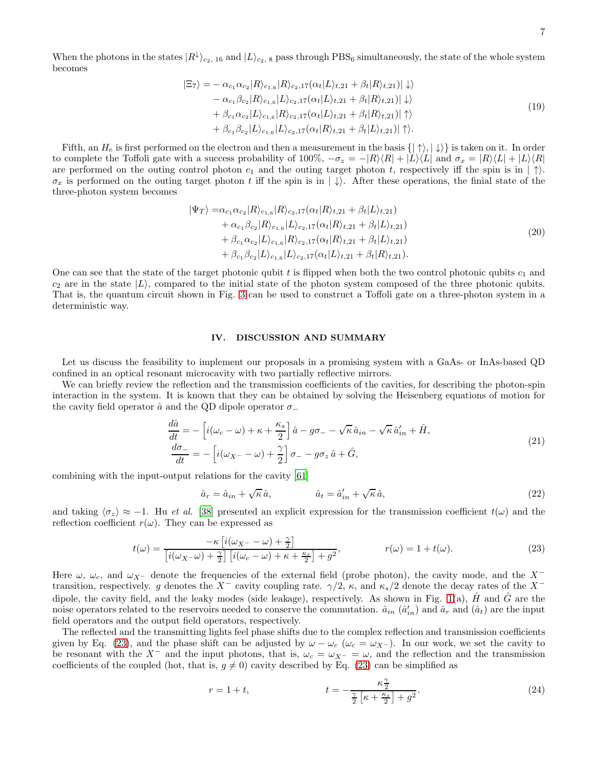When the photons in the states $|R^{\downarrow}\rangle_{c_2,\,16}$ and $|L\rangle_{c_2,\,8}$ pass through PBS$_6$ simultaneously, the state of the whole system becomes

$$
\begin{aligned}
|\Xi_7\rangle =& -\alpha_{c_1}\alpha_{c_2}|R\rangle_{c_{1,6}}|R\rangle_{c_2,17}(\alpha_t|L\rangle_{t,21}+\beta_t|R\rangle_{t,21})|\downarrow\rangle\\
&-\alpha_{c_1}\beta_{c_2}|R\rangle_{c_{1,6}}|L\rangle_{c_2,17}(\alpha_t|L\rangle_{t,21}+\beta_t|R\rangle_{t,21})|\downarrow\rangle\\
&+\beta_{c_1}\alpha_{c_2}|L\rangle_{c_{1,6}}|R\rangle_{c_2,17}(\alpha_t|L\rangle_{t,21}+\beta_t|R\rangle_{t,21})|\uparrow\rangle\\
&+\beta_{c_1}\beta_{c_2}|L\rangle_{c_{1,6}}|L\rangle_{c_2,17}(\alpha_t|R\rangle_{t,21}+\beta_t|L\rangle_{t,21})|\uparrow\rangle.
\end{aligned}
\tag{19}
$$

Fifth, an $H_e$ is first performed on the electron and then a measurement in the basis $\{|\uparrow\rangle,|\downarrow\rangle\}$ is taken on it. In order to complete the Toffoli gate with a success probability of 100%, $-\sigma_z=-|R\rangle\langle R|+|L\rangle\langle L|$ and $\sigma_x=|R\rangle\langle L|+|L\rangle\langle R|$ are performed on the outing control photon $c_1$ and the outing target photon $t$, respectively iff the spin is in $|\uparrow\rangle$. $\sigma_x$ is performed on the outing target photon $t$ iff the spin is in $|\downarrow\rangle$. After these operations, the finial state of the three-photon system becomes

$$
\begin{aligned}
|\Psi_T\rangle =&\alpha_{c_1}\alpha_{c_2}|R\rangle_{c_{1,6}}|R\rangle_{c_2,17}(\alpha_t|R\rangle_{t,21}+\beta_t|L\rangle_{t,21})\\
&+\alpha_{c_1}\beta_{c_2}|R\rangle_{c_{1,6}}|L\rangle_{c_2,17}(\alpha_t|R\rangle_{t,21}+\beta_t|L\rangle_{t,21})\\
&+\beta_{c_1}\alpha_{c_2}|L\rangle_{c_{1,6}}|R\rangle_{c_2,17}(\alpha_t|R\rangle_{t,21}+\beta_t|L\rangle_{t,21})\\
&+\beta_{c_1}\beta_{c_2}|L\rangle_{c_{1,6}}|L\rangle_{c_2,17}(\alpha_t|L\rangle_{t,21}+\beta_t|R\rangle_{t,21}).
\end{aligned}
\tag{20}
$$

One can see that the state of the target photonic qubit $t$ is flipped when both the two control photonic qubits $c_1$ and $c_2$ are in the state $|L\rangle$, compared to the initial state of the photon system composed of the three photonic qubits. That is, the quantum circuit shown in Fig. 3 can be used to construct a Toffoli gate on a three-photon system in a deterministic way.

## IV. DISCUSSION AND SUMMARY

Let us discuss the feasibility to implement our proposals in a promising system with a GaAs- or InAs-based QD confined in an optical resonant microcavity with two partially reflective mirrors.

We can briefly review the reflection and the transmission coefficients of the cavities, for describing the photon-spin interaction in the system. It is known that they can be obtained by solving the Heisenberg equations of motion for the cavity field operator $\hat{a}$ and the QD dipole operator $\sigma_-$

$$
\begin{aligned}
\frac{d\hat{a}}{dt} &= -\left[i(\omega_c-\omega)+\kappa+\frac{\kappa_s}{2}\right]\hat{a}-g\sigma_- -\sqrt{\kappa}\,\hat{a}_{in}-\sqrt{\kappa}\,\hat{a}'_{in}+\hat{H},\\
\frac{d\sigma_-}{dt} &= -\left[i(\omega_{X^-}-\omega)+\frac{\gamma}{2}\right]\sigma_- - g\sigma_z\,\hat{a}+\hat{G},
\end{aligned}
\tag{21}
$$

combining with the input-output relations for the cavity [61]

$$
\hat{a}_r=\hat{a}_{in}+\sqrt{\kappa}\,\hat{a}, \qquad\qquad \hat{a}_t=\hat{a}'_{in}+\sqrt{\kappa}\,\hat{a},
\tag{22}
$$

and taking $\langle\sigma_z\rangle\approx -1$. Hu *et al.* [38] presented an explicit expression for the transmission coefficient $t(\omega)$ and the reflection coefficient $r(\omega)$. They can be expressed as

$$
t(\omega)=\frac{-\kappa\left[i(\omega_{X^-}-\omega)+\frac{\gamma}{2}\right]}{\left[i(\omega_{X^-}\omega)+\frac{\gamma}{2}\right]\left[i(\omega_c-\omega)+\kappa+\frac{\kappa_s}{2}\right]+g^2}, \qquad\qquad r(\omega)=1+t(\omega).
\tag{23}
$$

Here $\omega$, $\omega_c$, and $\omega_{X^-}$ denote the frequencies of the external field (probe photon), the cavity mode, and the $X^-$ transition, respectively. $g$ denotes the $X^-$ cavity coupling rate. $\gamma/2$, $\kappa$, and $\kappa_s/2$ denote the decay rates of the $X^-$ dipole, the cavity field, and the leaky modes (side leakage), respectively. As shown in Fig. 1(a), $\hat{H}$ and $\hat{G}$ are the noise operators related to the reservoirs needed to conserve the commutation. $\hat{a}_{in}$ ($\hat{a}'_{in}$) and $\hat{a}_r$ and ($\hat{a}_t$) are the input field operators and the output field operators, respectively.

The reflected and the transmitting lights feel phase shifts due to the complex reflection and transmission coefficients given by Eq. (23), and the phase shift can be adjusted by $\omega-\omega_c$ ($\omega_c=\omega_{X^-}$). In our work, we set the cavity to be resonant with the $X^-$ and the input photons, that is, $\omega_c=\omega_{X^-}=\omega$, and the reflection and the transmission coefficients of the coupled (hot, that is, $g\neq 0$) cavity described by Eq. (23) can be simplified as

$$
r=1+t, \qquad\qquad t=-\frac{\kappa\frac{\gamma}{2}}{\frac{\gamma}{2}\left[\kappa+\frac{\kappa_s}{2}\right]+g^2}.
\tag{24}
$$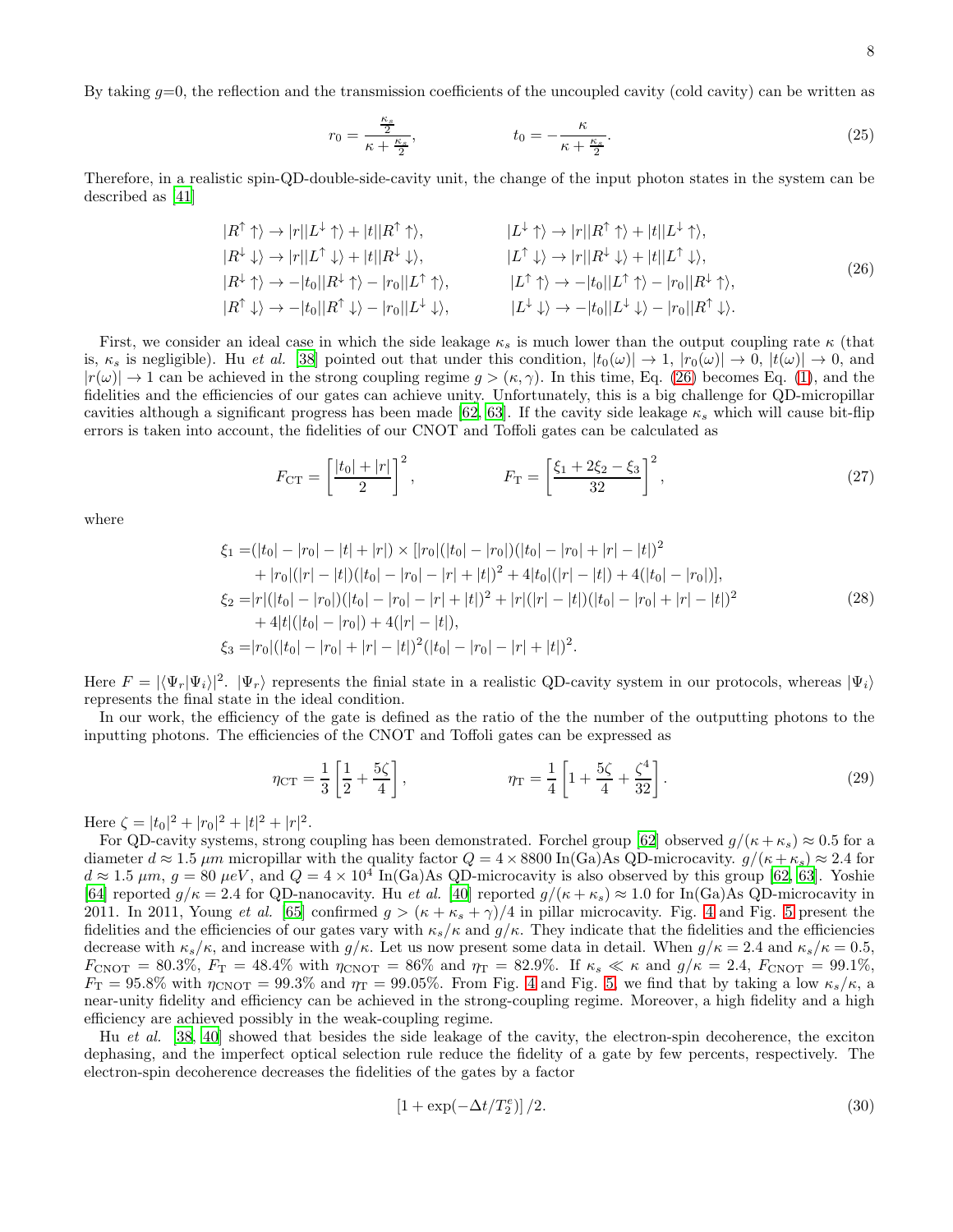By taking $g$=0, the reflection and the transmission coefficients of the uncoupled cavity (cold cavity) can be written as

$$r_0 = \frac{\frac{\kappa_s}{2}}{\kappa + \frac{\kappa_s}{2}}, \qquad\qquad t_0 = -\frac{\kappa}{\kappa + \frac{\kappa_s}{2}}. \tag{25}$$

Therefore, in a realistic spin-QD-double-side-cavity unit, the change of the input photon states in the system can be described as [41]

$$\begin{aligned}
&|R^{\uparrow}\uparrow\rangle \rightarrow |r||L^{\downarrow}\uparrow\rangle + |t||R^{\uparrow}\uparrow\rangle, && |L^{\downarrow}\uparrow\rangle \rightarrow |r||R^{\uparrow}\uparrow\rangle + |t||L^{\downarrow}\uparrow\rangle,\\
&|R^{\downarrow}\downarrow\rangle \rightarrow |r||L^{\uparrow}\downarrow\rangle + |t||R^{\downarrow}\downarrow\rangle, && |L^{\uparrow}\downarrow\rangle \rightarrow |r||R^{\downarrow}\downarrow\rangle + |t||L^{\uparrow}\downarrow\rangle,\\
&|R^{\downarrow}\uparrow\rangle \rightarrow -|t_0||R^{\downarrow}\uparrow\rangle - |r_0||L^{\uparrow}\uparrow\rangle, && |L^{\uparrow}\uparrow\rangle \rightarrow -|t_0||L^{\uparrow}\uparrow\rangle - |r_0||R^{\downarrow}\uparrow\rangle,\\
&|R^{\uparrow}\downarrow\rangle \rightarrow -|t_0||R^{\uparrow}\downarrow\rangle - |r_0||L^{\downarrow}\downarrow\rangle, && |L^{\downarrow}\downarrow\rangle \rightarrow -|t_0||L^{\downarrow}\downarrow\rangle - |r_0||R^{\uparrow}\downarrow\rangle.
\end{aligned} \tag{26}$$

First, we consider an ideal case in which the side leakage $\kappa_s$ is much lower than the output coupling rate $\kappa$ (that is, $\kappa_s$ is negligible). Hu *et al.* [38] pointed out that under this condition, $|t_0(\omega)| \rightarrow 1$, $|r_0(\omega)| \rightarrow 0$, $|t(\omega)| \rightarrow 0$, and $|r(\omega)| \rightarrow 1$ can be achieved in the strong coupling regime $g > (\kappa, \gamma)$. In this time, Eq. (26) becomes Eq. (1), and the fidelities and the efficiencies of our gates can achieve unity. Unfortunately, this is a big challenge for QD-micropillar cavities although a significant progress has been made [62, 63]. If the cavity side leakage $\kappa_s$ which will cause bit-flip errors is taken into account, the fidelities of our CNOT and Toffoli gates can be calculated as

$$F_{\text{CT}} = \left[\frac{|t_0| + |r|}{2}\right]^2, \qquad\qquad F_{\text{T}} = \left[\frac{\xi_1 + 2\xi_2 - \xi_3}{32}\right]^2, \tag{27}$$

where

$$\begin{aligned}
\xi_1 =& (|t_0| - |r_0| - |t| + |r|) \times [|r_0|(|t_0| - |r_0|)(|t_0| - |r_0| + |r| - |t|)^2\\
&+ |r_0|(|r| - |t|)(|t_0| - |r_0| - |r| + |t|)^2 + 4|t_0|(|r| - |t|) + 4(|t_0| - |r_0|)],\\
\xi_2 =& |r|(|t_0| - |r_0|)(|t_0| - |r_0| - |r| + |t|)^2 + |r|(|r| - |t|)(|t_0| - |r_0| + |r| - |t|)^2\\
&+ 4|t|(|t_0| - |r_0|) + 4(|r| - |t|),\\
\xi_3 =& |r_0|(|t_0| - |r_0| + |r| - |t|)^2(|t_0| - |r_0| - |r| + |t|)^2.
\end{aligned} \tag{28}$$

Here $F = |\langle\Psi_r|\Psi_i\rangle|^2$. $|\Psi_r\rangle$ represents the finial state in a realistic QD-cavity system in our protocols, whereas $|\Psi_i\rangle$ represents the final state in the ideal condition.

In our work, the efficiency of the gate is defined as the ratio of the the number of the outputting photons to the inputting photons. The efficiencies of the CNOT and Toffoli gates can be expressed as

$$\eta_{\text{CT}} = \frac{1}{3}\left[\frac{1}{2} + \frac{5\zeta}{4}\right], \qquad\qquad \eta_{\text{T}} = \frac{1}{4}\left[1 + \frac{5\zeta}{4} + \frac{\zeta^4}{32}\right]. \tag{29}$$

Here $\zeta = |t_0|^2 + |r_0|^2 + |t|^2 + |r|^2$.

For QD-cavity systems, strong coupling has been demonstrated. Forchel group [62] observed $g/(\kappa+\kappa_s) \approx 0.5$ for a diameter $d \approx 1.5$ $\mu m$ micropillar with the quality factor $Q = 4 \times 8800$ In(Ga)As QD-microcavity. $g/(\kappa + \kappa_s) \approx 2.4$ for $d \approx 1.5$ $\mu m$, $g = 80$ $\mu eV$, and $Q = 4 \times 10^4$ In(Ga)As QD-microcavity is also observed by this group [62, 63]. Yoshie [64] reported $g/\kappa = 2.4$ for QD-nanocavity. Hu *et al.* [40] reported $g/(\kappa + \kappa_s) \approx 1.0$ for In(Ga)As QD-microcavity in 2011. In 2011, Young *et al.* [65] confirmed $g > (\kappa + \kappa_s + \gamma)/4$ in pillar microcavity. Fig. 4 and Fig. 5 present the fidelities and the efficiencies of our gates vary with $\kappa_s/\kappa$ and $g/\kappa$. They indicate that the fidelities and the efficiencies decrease with $\kappa_s/\kappa$, and increase with $g/\kappa$. Let us now present some data in detail. When $g/\kappa = 2.4$ and $\kappa_s/\kappa = 0.5$, $F_{\text{CNOT}} = 80.3\%$, $F_{\text{T}} = 48.4\%$ with $\eta_{\text{CNOT}} = 86\%$ and $\eta_{\text{T}} = 82.9\%$. If $\kappa_s \ll \kappa$ and $g/\kappa = 2.4$, $F_{\text{CNOT}} = 99.1\%$, $F_{\text{T}} = 95.8\%$ with $\eta_{\text{CNOT}} = 99.3\%$ and $\eta_{\text{T}} = 99.05\%$. From Fig. 4 and Fig. 5, we find that by taking a low $\kappa_s/\kappa$, a near-unity fidelity and efficiency can be achieved in the strong-coupling regime. Moreover, a high fidelity and a high efficiency are achieved possibly in the weak-coupling regime.

Hu *et al.* [38, 40] showed that besides the side leakage of the cavity, the electron-spin decoherence, the exciton dephasing, and the imperfect optical selection rule reduce the fidelity of a gate by few percents, respectively. The electron-spin decoherence decreases the fidelities of the gates by a factor

$$\left[1 + \exp(-\Delta t/T_2^e)\right]/2. \tag{30}$$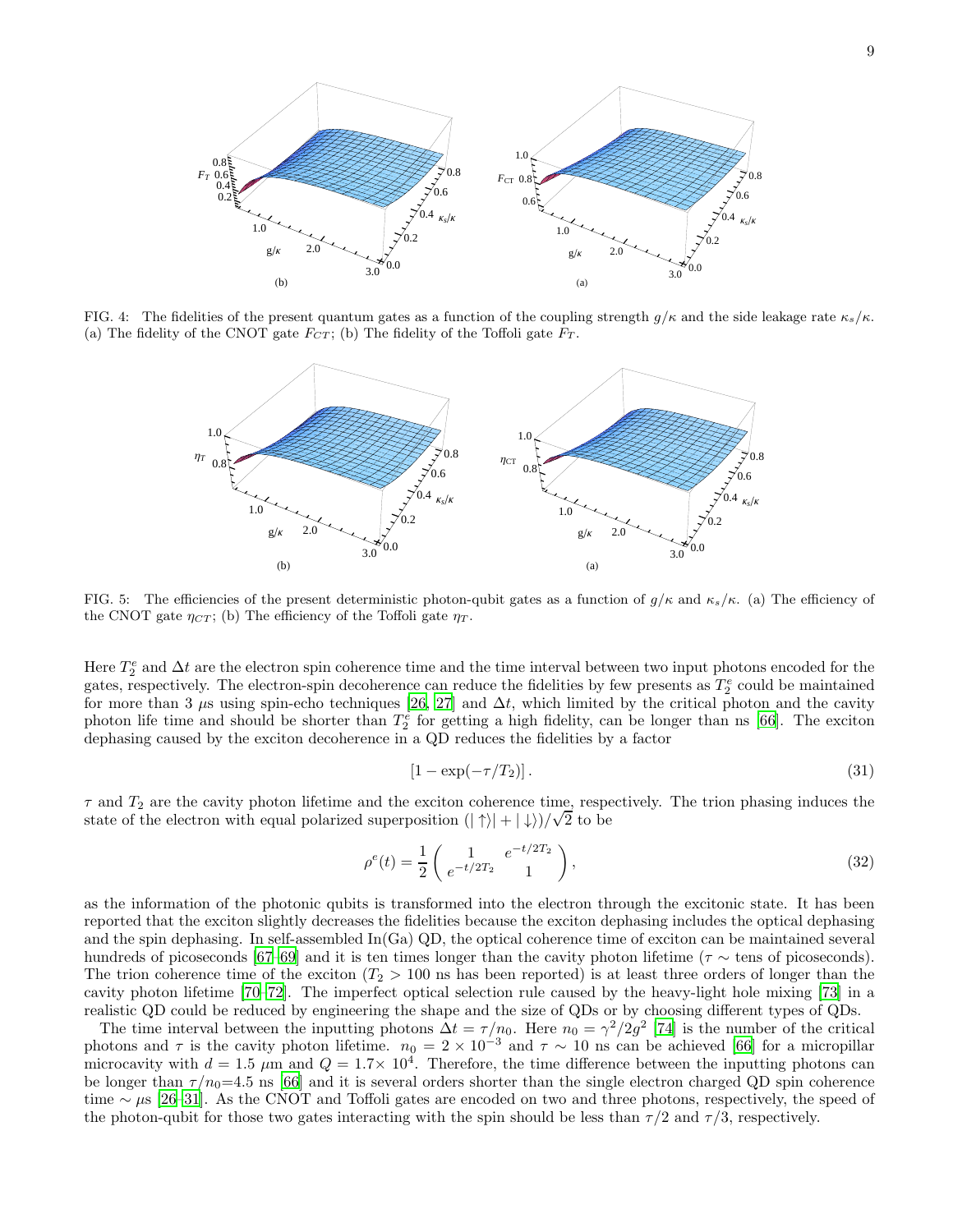$F_T$ 0.8 0.6 0.4 0.2
1.0 2.0 3.0 $g/\kappa$
0.0 0.2 0.4 0.6 0.8 $\kappa_s/\kappa$
(b)

$F_{CT}$ 1.0 0.8 0.6
1.0 2.0 3.0 $g/\kappa$
0.0 0.2 0.4 0.6 0.8 $\kappa_s/\kappa$
(a)

FIG. 4: The fidelities of the present quantum gates as a function of the coupling strength $g/\kappa$ and the side leakage rate $\kappa_s/\kappa$. (a) The fidelity of the CNOT gate $F_{CT}$; (b) The fidelity of the Toffoli gate $F_T$.

$\eta_T$ 1.0 0.8
1.0 2.0 3.0 $g/\kappa$
0.0 0.2 0.4 0.6 0.8 $\kappa_s/\kappa$
(b)

$\eta_{CT}$ 1.0 0.8
1.0 2.0 3.0 $g/\kappa$
0.0 0.2 0.4 0.6 0.8 $\kappa_s/\kappa$
(a)

FIG. 5: The efficiencies of the present deterministic photon-qubit gates as a function of $g/\kappa$ and $\kappa_s/\kappa$. (a) The efficiency of the CNOT gate $\eta_{CT}$; (b) The efficiency of the Toffoli gate $\eta_T$.

Here $T_2^e$ and $\Delta t$ are the electron spin coherence time and the time interval between two input photons encoded for the gates, respectively. The electron-spin decoherence can reduce the fidelities by few presents as $T_2^e$ could be maintained for more than 3 $\mu$s using spin-echo techniques [26, 27] and $\Delta t$, which limited by the critical photon and the cavity photon life time and should be shorter than $T_2^e$ for getting a high fidelity, can be longer than ns [66]. The exciton dephasing caused by the exciton decoherence in a QD reduces the fidelities by a factor

$$[1 - \exp(-\tau/T_2)]\,. \tag{31}$$

$\tau$ and $T_2$ are the cavity photon lifetime and the exciton coherence time, respectively. The trion phasing induces the state of the electron with equal polarized superposition $(|\uparrow\rangle| + |\downarrow\rangle)/\sqrt{2}$ to be

$$\rho^e(t) = \frac{1}{2}\begin{pmatrix} 1 & e^{-t/2T_2} \\ e^{-t/2T_2} & 1 \end{pmatrix}, \tag{32}$$

as the information of the photonic qubits is transformed into the electron through the excitonic state. It has been reported that the exciton slightly decreases the fidelities because the exciton dephasing includes the optical dephasing and the spin dephasing. In self-assembled In(Ga) QD, the optical coherence time of exciton can be maintained several hundreds of picoseconds [67–69] and it is ten times longer than the cavity photon lifetime ($\tau \sim$ tens of picoseconds). The trion coherence time of the exciton ($T_2 > 100$ ns has been reported) is at least three orders of longer than the cavity photon lifetime [70–72]. The imperfect optical selection rule caused by the heavy-light hole mixing [73] in a realistic QD could be reduced by engineering the shape and the size of QDs or by choosing different types of QDs.

The time interval between the inputting photons $\Delta t = \tau/n_0$. Here $n_0 = \gamma^2/2g^2$ [74] is the number of the critical photons and $\tau$ is the cavity photon lifetime. $n_0 = 2\times 10^{-3}$ and $\tau \sim 10$ ns can be achieved [66] for a micropillar microcavity with $d = 1.5$ $\mu$m and $Q = 1.7\times 10^4$. Therefore, the time difference between the inputting photons can be longer than $\tau/n_0$=4.5 ns [66] and it is several orders shorter than the single electron charged QD spin coherence time $\sim \mu$s [26–31]. As the CNOT and Toffoli gates are encoded on two and three photons, respectively, the speed of the photon-qubit for those two gates interacting with the spin should be less than $\tau/2$ and $\tau/3$, respectively.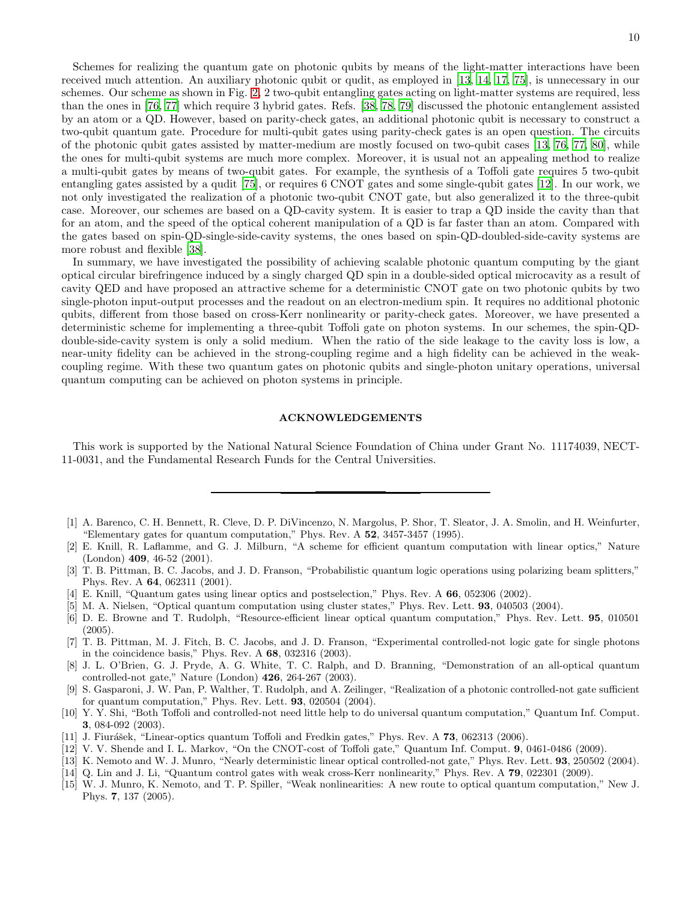Schemes for realizing the quantum gate on photonic qubits by means of the light-matter interactions have been received much attention. An auxiliary photonic qubit or qudit, as employed in [13, 14, 17, 75], is unnecessary in our schemes. Our scheme as shown in Fig. 2, 2 two-qubit entangling gates acting on light-matter systems are required, less than the ones in [76, 77] which require 3 hybrid gates. Refs. [38, 78, 79] discussed the photonic entanglement assisted by an atom or a QD. However, based on parity-check gates, an additional photonic qubit is necessary to construct a two-qubit quantum gate. Procedure for multi-qubit gates using parity-check gates is an open question. The circuits of the photonic qubit gates assisted by matter-medium are mostly focused on two-qubit cases [13, 76, 77, 80], while the ones for multi-qubit systems are much more complex. Moreover, it is usual not an appealing method to realize a multi-qubit gates by means of two-qubit gates. For example, the synthesis of a Toffoli gate requires 5 two-qubit entangling gates assisted by a qudit [75], or requires 6 CNOT gates and some single-qubit gates [12]. In our work, we not only investigated the realization of a photonic two-qubit CNOT gate, but also generalized it to the three-qubit case. Moreover, our schemes are based on a QD-cavity system. It is easier to trap a QD inside the cavity than that for an atom, and the speed of the optical coherent manipulation of a QD is far faster than an atom. Compared with the gates based on spin-QD-single-side-cavity systems, the ones based on spin-QD-doubled-side-cavity systems are more robust and flexible [38].

In summary, we have investigated the possibility of achieving scalable photonic quantum computing by the giant optical circular birefringence induced by a singly charged QD spin in a double-sided optical microcavity as a result of cavity QED and have proposed an attractive scheme for a deterministic CNOT gate on two photonic qubits by two single-photon input-output processes and the readout on an electron-medium spin. It requires no additional photonic qubits, different from those based on cross-Kerr nonlinearity or parity-check gates. Moreover, we have presented a deterministic scheme for implementing a three-qubit Toffoli gate on photon systems. In our schemes, the spin-QD-double-side-cavity system is only a solid medium. When the ratio of the side leakage to the cavity loss is low, a near-unity fidelity can be achieved in the strong-coupling regime and a high fidelity can be achieved in the weak-coupling regime. With these two quantum gates on photonic qubits and single-photon unitary operations, universal quantum computing can be achieved on photon systems in principle.

## ACKNOWLEDGEMENTS

This work is supported by the National Natural Science Foundation of China under Grant No. 11174039, NECT-11-0031, and the Fundamental Research Funds for the Central Universities.

---

[1] A. Barenco, C. H. Bennett, R. Cleve, D. P. DiVincenzo, N. Margolus, P. Shor, T. Sleator, J. A. Smolin, and H. Weinfurter, "Elementary gates for quantum computation," Phys. Rev. A **52**, 3457-3457 (1995).

[2] E. Knill, R. Laflamme, and G. J. Milburn, "A scheme for efficient quantum computation with linear optics," Nature (London) **409**, 46-52 (2001).

[3] T. B. Pittman, B. C. Jacobs, and J. D. Franson, "Probabilistic quantum logic operations using polarizing beam splitters," Phys. Rev. A **64**, 062311 (2001).

[4] E. Knill, "Quantum gates using linear optics and postselection," Phys. Rev. A **66**, 052306 (2002).

[5] M. A. Nielsen, "Optical quantum computation using cluster states," Phys. Rev. Lett. **93**, 040503 (2004).

[6] D. E. Browne and T. Rudolph, "Resource-efficient linear optical quantum computation," Phys. Rev. Lett. **95**, 010501 (2005).

[7] T. B. Pittman, M. J. Fitch, B. C. Jacobs, and J. D. Franson, "Experimental controlled-not logic gate for single photons in the coincidence basis," Phys. Rev. A **68**, 032316 (2003).

[8] J. L. O'Brien, G. J. Pryde, A. G. White, T. C. Ralph, and D. Branning, "Demonstration of an all-optical quantum controlled-not gate," Nature (London) **426**, 264-267 (2003).

[9] S. Gasparoni, J. W. Pan, P. Walther, T. Rudolph, and A. Zeilinger, "Realization of a photonic controlled-not gate sufficient for quantum computation," Phys. Rev. Lett. **93**, 020504 (2004).

[10] Y. Y. Shi, "Both Toffoli and controlled-not need little help to do universal quantum computation," Quantum Inf. Comput. **3**, 084-092 (2003).

[11] J. Fiurášek, "Linear-optics quantum Toffoli and Fredkin gates," Phys. Rev. A **73**, 062313 (2006).

[12] V. V. Shende and I. L. Markov, "On the CNOT-cost of Toffoli gate," Quantum Inf. Comput. **9**, 0461-0486 (2009).

[13] K. Nemoto and W. J. Munro, "Nearly deterministic linear optical controlled-not gate," Phys. Rev. Lett. **93**, 250502 (2004).

[14] Q. Lin and J. Li, "Quantum control gates with weak cross-Kerr nonlinearity," Phys. Rev. A **79**, 022301 (2009).

[15] W. J. Munro, K. Nemoto, and T. P. Spiller, "Weak nonlinearities: A new route to optical quantum computation," New J. Phys. **7**, 137 (2005).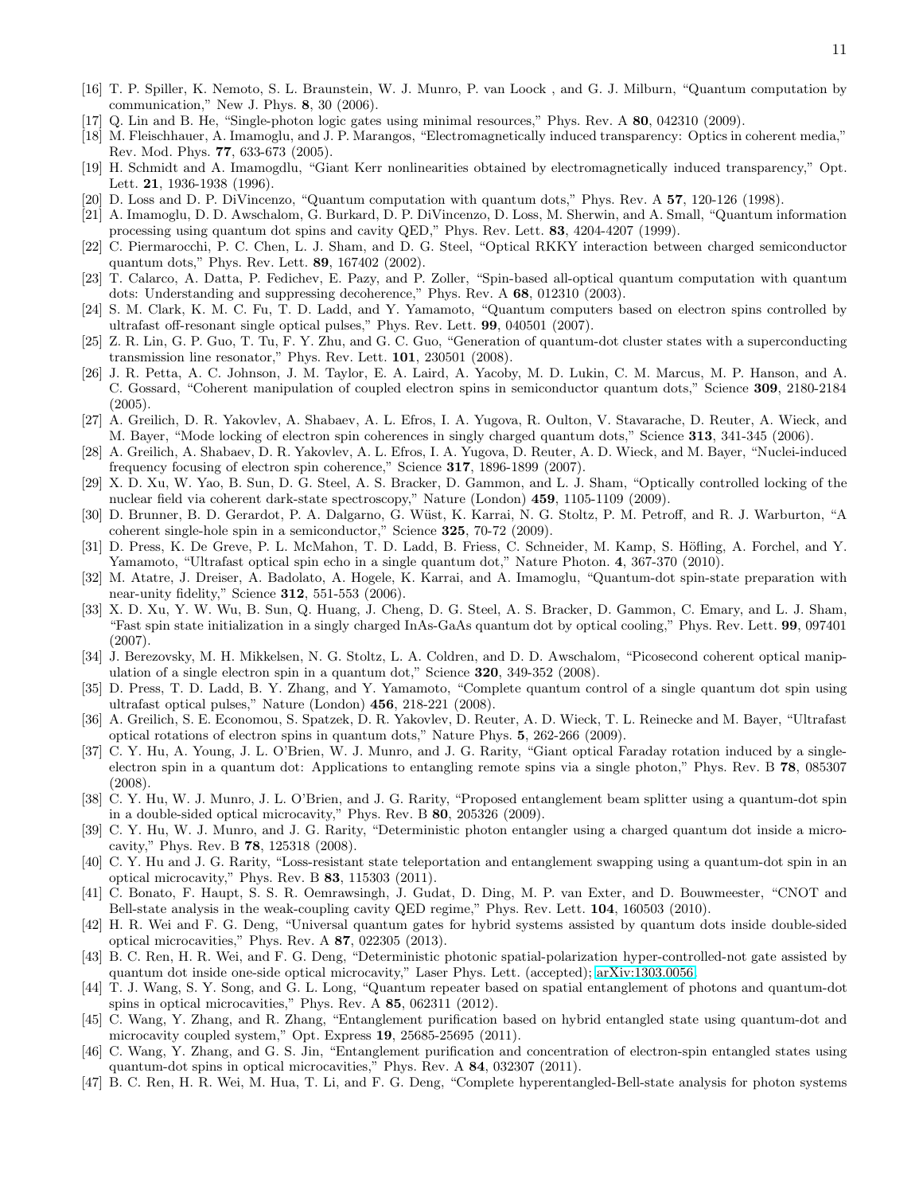[16] T. P. Spiller, K. Nemoto, S. L. Braunstein, W. J. Munro, P. van Loock , and G. J. Milburn, "Quantum computation by communication," New J. Phys. **8**, 30 (2006).

[17] Q. Lin and B. He, "Single-photon logic gates using minimal resources," Phys. Rev. A **80**, 042310 (2009).

[18] M. Fleischhauer, A. Imamoglu, and J. P. Marangos, "Electromagnetically induced transparency: Optics in coherent media," Rev. Mod. Phys. **77**, 633-673 (2005).

[19] H. Schmidt and A. Imamogdlu, "Giant Kerr nonlinearities obtained by electromagnetically induced transparency," Opt. Lett. **21**, 1936-1938 (1996).

[20] D. Loss and D. P. DiVincenzo, "Quantum computation with quantum dots," Phys. Rev. A **57**, 120-126 (1998).

[21] A. Imamoglu, D. D. Awschalom, G. Burkard, D. P. DiVincenzo, D. Loss, M. Sherwin, and A. Small, "Quantum information processing using quantum dot spins and cavity QED," Phys. Rev. Lett. **83**, 4204-4207 (1999).

[22] C. Piermarocchi, P. C. Chen, L. J. Sham, and D. G. Steel, "Optical RKKY interaction between charged semiconductor quantum dots," Phys. Rev. Lett. **89**, 167402 (2002).

[23] T. Calarco, A. Datta, P. Fedichev, E. Pazy, and P. Zoller, "Spin-based all-optical quantum computation with quantum dots: Understanding and suppressing decoherence," Phys. Rev. A **68**, 012310 (2003).

[24] S. M. Clark, K. M. C. Fu, T. D. Ladd, and Y. Yamamoto, "Quantum computers based on electron spins controlled by ultrafast off-resonant single optical pulses," Phys. Rev. Lett. **99**, 040501 (2007).

[25] Z. R. Lin, G. P. Guo, T. Tu, F. Y. Zhu, and G. C. Guo, "Generation of quantum-dot cluster states with a superconducting transmission line resonator," Phys. Rev. Lett. **101**, 230501 (2008).

[26] J. R. Petta, A. C. Johnson, J. M. Taylor, E. A. Laird, A. Yacoby, M. D. Lukin, C. M. Marcus, M. P. Hanson, and A. C. Gossard, "Coherent manipulation of coupled electron spins in semiconductor quantum dots," Science **309**, 2180-2184 (2005).

[27] A. Greilich, D. R. Yakovlev, A. Shabaev, A. L. Efros, I. A. Yugova, R. Oulton, V. Stavarache, D. Reuter, A. Wieck, and M. Bayer, "Mode locking of electron spin coherences in singly charged quantum dots," Science **313**, 341-345 (2006).

[28] A. Greilich, A. Shabaev, D. R. Yakovlev, A. L. Efros, I. A. Yugova, D. Reuter, A. D. Wieck, and M. Bayer, "Nuclei-induced frequency focusing of electron spin coherence," Science **317**, 1896-1899 (2007).

[29] X. D. Xu, W. Yao, B. Sun, D. G. Steel, A. S. Bracker, D. Gammon, and L. J. Sham, "Optically controlled locking of the nuclear field via coherent dark-state spectroscopy," Nature (London) **459**, 1105-1109 (2009).

[30] D. Brunner, B. D. Gerardot, P. A. Dalgarno, G. Wüst, K. Karrai, N. G. Stoltz, P. M. Petroff, and R. J. Warburton, "A coherent single-hole spin in a semiconductor," Science **325**, 70-72 (2009).

[31] D. Press, K. De Greve, P. L. McMahon, T. D. Ladd, B. Friess, C. Schneider, M. Kamp, S. Höfling, A. Forchel, and Y. Yamamoto, "Ultrafast optical spin echo in a single quantum dot," Nature Photon. **4**, 367-370 (2010).

[32] M. Atatre, J. Dreiser, A. Badolato, A. Hogele, K. Karrai, and A. Imamoglu, "Quantum-dot spin-state preparation with near-unity fidelity," Science **312**, 551-553 (2006).

[33] X. D. Xu, Y. W. Wu, B. Sun, Q. Huang, J. Cheng, D. G. Steel, A. S. Bracker, D. Gammon, C. Emary, and L. J. Sham, "Fast spin state initialization in a singly charged InAs-GaAs quantum dot by optical cooling," Phys. Rev. Lett. **99**, 097401 (2007).

[34] J. Berezovsky, M. H. Mikkelsen, N. G. Stoltz, L. A. Coldren, and D. D. Awschalom, "Picosecond coherent optical manipulation of a single electron spin in a quantum dot," Science **320**, 349-352 (2008).

[35] D. Press, T. D. Ladd, B. Y. Zhang, and Y. Yamamoto, "Complete quantum control of a single quantum dot spin using ultrafast optical pulses," Nature (London) **456**, 218-221 (2008).

[36] A. Greilich, S. E. Economou, S. Spatzek, D. R. Yakovlev, D. Reuter, A. D. Wieck, T. L. Reinecke and M. Bayer, "Ultrafast optical rotations of electron spins in quantum dots," Nature Phys. **5**, 262-266 (2009).

[37] C. Y. Hu, A. Young, J. L. O'Brien, W. J. Munro, and J. G. Rarity, "Giant optical Faraday rotation induced by a single-electron spin in a quantum dot: Applications to entangling remote spins via a single photon," Phys. Rev. B **78**, 085307 (2008).

[38] C. Y. Hu, W. J. Munro, J. L. O'Brien, and J. G. Rarity, "Proposed entanglement beam splitter using a quantum-dot spin in a double-sided optical microcavity," Phys. Rev. B **80**, 205326 (2009).

[39] C. Y. Hu, W. J. Munro, and J. G. Rarity, "Deterministic photon entangler using a charged quantum dot inside a microcavity," Phys. Rev. B **78**, 125318 (2008).

[40] C. Y. Hu and J. G. Rarity, "Loss-resistant state teleportation and entanglement swapping using a quantum-dot spin in an optical microcavity," Phys. Rev. B **83**, 115303 (2011).

[41] C. Bonato, F. Haupt, S. S. R. Oemrawsingh, J. Gudat, D. Ding, M. P. van Exter, and D. Bouwmeester, "CNOT and Bell-state analysis in the weak-coupling cavity QED regime," Phys. Rev. Lett. **104**, 160503 (2010).

[42] H. R. Wei and F. G. Deng, "Universal quantum gates for hybrid systems assisted by quantum dots inside double-sided optical microcavities," Phys. Rev. A **87**, 022305 (2013).

[43] B. C. Ren, H. R. Wei, and F. G. Deng, "Deterministic photonic spatial-polarization hyper-controlled-not gate assisted by quantum dot inside one-side optical microcavity," Laser Phys. Lett. (accepted); arXiv:1303.0056.

[44] T. J. Wang, S. Y. Song, and G. L. Long, "Quantum repeater based on spatial entanglement of photons and quantum-dot spins in optical microcavities," Phys. Rev. A **85**, 062311 (2012).

[45] C. Wang, Y. Zhang, and R. Zhang, "Entanglement purification based on hybrid entangled state using quantum-dot and microcavity coupled system," Opt. Express **19**, 25685-25695 (2011).

[46] C. Wang, Y. Zhang, and G. S. Jin, "Entanglement purification and concentration of electron-spin entangled states using quantum-dot spins in optical microcavities," Phys. Rev. A **84**, 032307 (2011).

[47] B. C. Ren, H. R. Wei, M. Hua, T. Li, and F. G. Deng, "Complete hyperentangled-Bell-state analysis for photon systems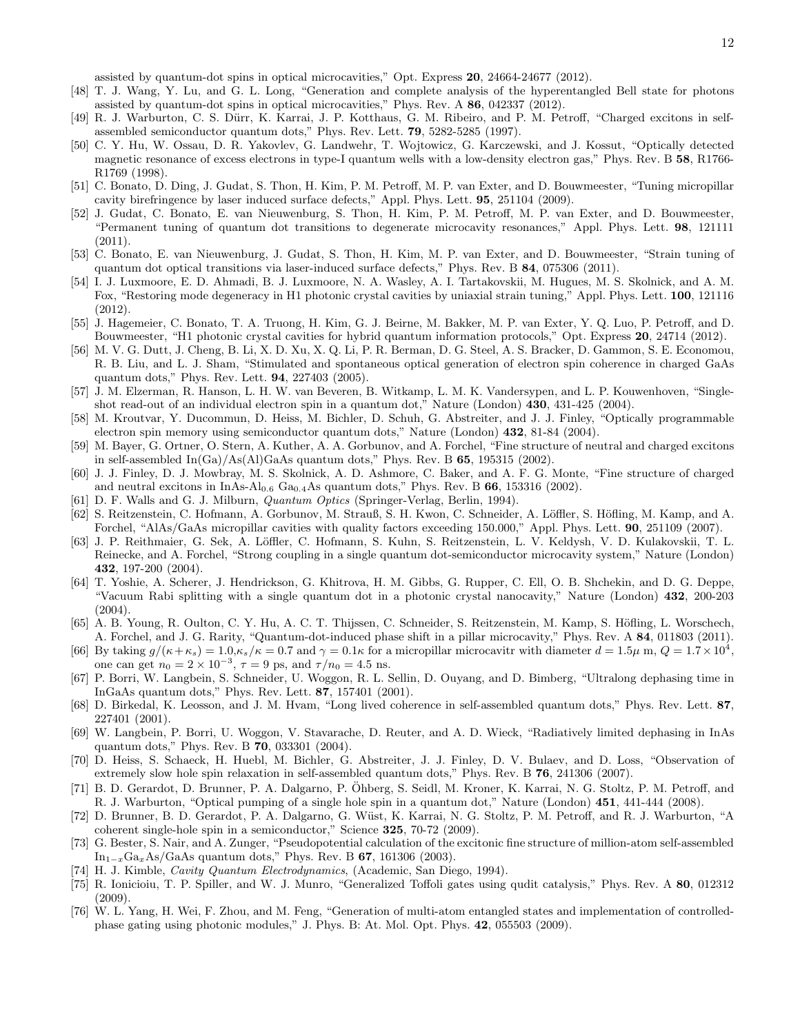assisted by quantum-dot spins in optical microcavities," Opt. Express **20**, 24664-24677 (2012).

[48] T. J. Wang, Y. Lu, and G. L. Long, "Generation and complete analysis of the hyperentangled Bell state for photons assisted by quantum-dot spins in optical microcavities," Phys. Rev. A **86**, 042337 (2012).

[49] R. J. Warburton, C. S. Dürr, K. Karrai, J. P. Kotthaus, G. M. Ribeiro, and P. M. Petroff, "Charged excitons in self-assembled semiconductor quantum dots," Phys. Rev. Lett. **79**, 5282-5285 (1997).

[50] C. Y. Hu, W. Ossau, D. R. Yakovlev, G. Landwehr, T. Wojtowicz, G. Karczewski, and J. Kossut, "Optically detected magnetic resonance of excess electrons in type-I quantum wells with a low-density electron gas," Phys. Rev. B **58**, R1766-R1769 (1998).

[51] C. Bonato, D. Ding, J. Gudat, S. Thon, H. Kim, P. M. Petroff, M. P. van Exter, and D. Bouwmeester, "Tuning micropillar cavity birefringence by laser induced surface defects," Appl. Phys. Lett. **95**, 251104 (2009).

[52] J. Gudat, C. Bonato, E. van Nieuwenburg, S. Thon, H. Kim, P. M. Petroff, M. P. van Exter, and D. Bouwmeester, "Permanent tuning of quantum dot transitions to degenerate microcavity resonances," Appl. Phys. Lett. **98**, 121111 (2011).

[53] C. Bonato, E. van Nieuwenburg, J. Gudat, S. Thon, H. Kim, M. P. van Exter, and D. Bouwmeester, "Strain tuning of quantum dot optical transitions via laser-induced surface defects," Phys. Rev. B **84**, 075306 (2011).

[54] I. J. Luxmoore, E. D. Ahmadi, B. J. Luxmoore, N. A. Wasley, A. I. Tartakovskii, M. Hugues, M. S. Skolnick, and A. M. Fox, "Restoring mode degeneracy in H1 photonic crystal cavities by uniaxial strain tuning," Appl. Phys. Lett. **100**, 121116 (2012).

[55] J. Hagemeier, C. Bonato, T. A. Truong, H. Kim, G. J. Beirne, M. Bakker, M. P. van Exter, Y. Q. Luo, P. Petroff, and D. Bouwmeester, "H1 photonic crystal cavities for hybrid quantum information protocols," Opt. Express **20**, 24714 (2012).

[56] M. V. G. Dutt, J. Cheng, B. Li, X. D. Xu, X. Q. Li, P. R. Berman, D. G. Steel, A. S. Bracker, D. Gammon, S. E. Economou, R. B. Liu, and L. J. Sham, "Stimulated and spontaneous optical generation of electron spin coherence in charged GaAs quantum dots," Phys. Rev. Lett. **94**, 227403 (2005).

[57] J. M. Elzerman, R. Hanson, L. H. W. van Beveren, B. Witkamp, L. M. K. Vandersypen, and L. P. Kouwenhoven, "Single-shot read-out of an individual electron spin in a quantum dot," Nature (London) **430**, 431-425 (2004).

[58] M. Kroutvar, Y. Ducommun, D. Heiss, M. Bichler, D. Schuh, G. Abstreiter, and J. J. Finley, "Optically programmable electron spin memory using semiconductor quantum dots," Nature (London) **432**, 81-84 (2004).

[59] M. Bayer, G. Ortner, O. Stern, A. Kuther, A. A. Gorbunov, and A. Forchel, "Fine structure of neutral and charged excitons in self-assembled In(Ga)/As(Al)GaAs quantum dots," Phys. Rev. B **65**, 195315 (2002).

[60] J. J. Finley, D. J. Mowbray, M. S. Skolnick, A. D. Ashmore, C. Baker, and A. F. G. Monte, "Fine structure of charged and neutral excitons in InAs-$Al_{0.6}$ $Ga_{0.4}$As quantum dots," Phys. Rev. B **66**, 153316 (2002).

[61] D. F. Walls and G. J. Milburn, *Quantum Optics* (Springer-Verlag, Berlin, 1994).

[62] S. Reitzenstein, C. Hofmann, A. Gorbunov, M. Strauß, S. H. Kwon, C. Schneider, A. Löffler, S. Höfling, M. Kamp, and A. Forchel, "AlAs/GaAs micropillar cavities with quality factors exceeding 150.000," Appl. Phys. Lett. **90**, 251109 (2007).

[63] J. P. Reithmaier, G. Sek, A. Löffler, C. Hofmann, S. Kuhn, S. Reitzenstein, L. V. Keldysh, V. D. Kulakovskii, T. L. Reinecke, and A. Forchel, "Strong coupling in a single quantum dot-semiconductor microcavity system," Nature (London) **432**, 197-200 (2004).

[64] T. Yoshie, A. Scherer, J. Hendrickson, G. Khitrova, H. M. Gibbs, G. Rupper, C. Ell, O. B. Shchekin, and D. G. Deppe, "Vacuum Rabi splitting with a single quantum dot in a photonic crystal nanocavity," Nature (London) **432**, 200-203 (2004).

[65] A. B. Young, R. Oulton, C. Y. Hu, A. C. T. Thijssen, C. Schneider, S. Reitzenstein, M. Kamp, S. Höfling, L. Worschech, A. Forchel, and J. G. Rarity, "Quantum-dot-induced phase shift in a pillar microcavity," Phys. Rev. A **84**, 011803 (2011).

[66] By taking $g/(\kappa+\kappa_s) = 1.0$,$\kappa_s/\kappa = 0.7$ and $\gamma = 0.1\kappa$ for a micropillar microcavitr with diameter $d = 1.5\mu$ m, $Q = 1.7 \times 10^4$, one can get $n_0 = 2 \times 10^{-3}$, $\tau = 9$ ps, and $\tau/n_0 = 4.5$ ns.

[67] P. Borri, W. Langbein, S. Schneider, U. Woggon, R. L. Sellin, D. Ouyang, and D. Bimberg, "Ultralong dephasing time in InGaAs quantum dots," Phys. Rev. Lett. **87**, 157401 (2001).

[68] D. Birkedal, K. Leosson, and J. M. Hvam, "Long lived coherence in self-assembled quantum dots," Phys. Rev. Lett. **87**, 227401 (2001).

[69] W. Langbein, P. Borri, U. Woggon, V. Stavarache, D. Reuter, and A. D. Wieck, "Radiatively limited dephasing in InAs quantum dots," Phys. Rev. B **70**, 033301 (2004).

[70] D. Heiss, S. Schaeck, H. Huebl, M. Bichler, G. Abstreiter, J. J. Finley, D. V. Bulaev, and D. Loss, "Observation of extremely slow hole spin relaxation in self-assembled quantum dots," Phys. Rev. B **76**, 241306 (2007).

[71] B. D. Gerardot, D. Brunner, P. A. Dalgarno, P. Öhberg, S. Seidl, M. Kroner, K. Karrai, N. G. Stoltz, P. M. Petroff, and R. J. Warburton, "Optical pumping of a single hole spin in a quantum dot," Nature (London) **451**, 441-444 (2008).

[72] D. Brunner, B. D. Gerardot, P. A. Dalgarno, G. Wüst, K. Karrai, N. G. Stoltz, P. M. Petroff, and R. J. Warburton, "A coherent single-hole spin in a semiconductor," Science **325**, 70-72 (2009).

[73] G. Bester, S. Nair, and A. Zunger, "Pseudopotential calculation of the excitonic fine structure of million-atom self-assembled $In_{1-x}Ga_xAs$/GaAs quantum dots," Phys. Rev. B **67**, 161306 (2003).

[74] H. J. Kimble, *Cavity Quantum Electrodynamics*, (Academic, San Diego, 1994).

[75] R. Ionicioiu, T. P. Spiller, and W. J. Munro, "Generalized Toffoli gates using qudit catalysis," Phys. Rev. A **80**, 012312 (2009).

[76] W. L. Yang, H. Wei, F. Zhou, and M. Feng, "Generation of multi-atom entangled states and implementation of controlled-phase gating using photonic modules," J. Phys. B: At. Mol. Opt. Phys. **42**, 055503 (2009).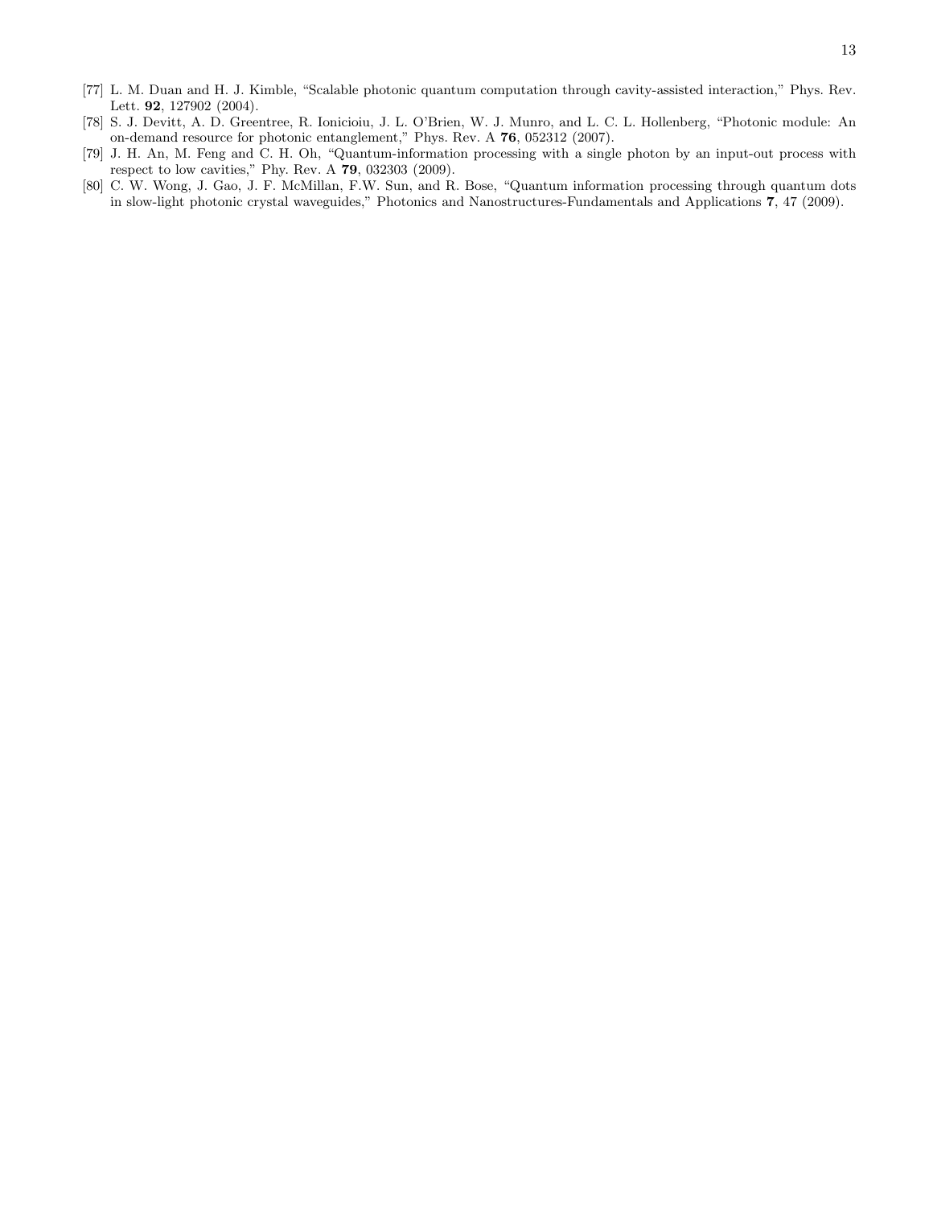[77] L. M. Duan and H. J. Kimble, "Scalable photonic quantum computation through cavity-assisted interaction," Phys. Rev. Lett. **92**, 127902 (2004).

[78] S. J. Devitt, A. D. Greentree, R. Ionicioiu, J. L. O'Brien, W. J. Munro, and L. C. L. Hollenberg, "Photonic module: An on-demand resource for photonic entanglement," Phys. Rev. A **76**, 052312 (2007).

[79] J. H. An, M. Feng and C. H. Oh, "Quantum-information processing with a single photon by an input-out process with respect to low cavities," Phy. Rev. A **79**, 032303 (2009).

[80] C. W. Wong, J. Gao, J. F. McMillan, F.W. Sun, and R. Bose, "Quantum information processing through quantum dots in slow-light photonic crystal waveguides," Photonics and Nanostructures-Fundamentals and Applications **7**, 47 (2009).